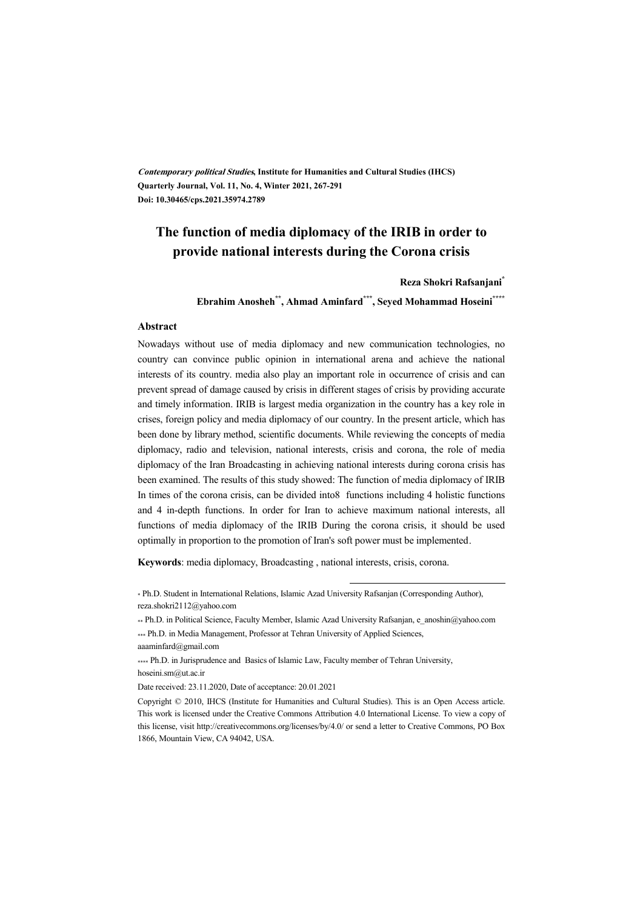*Contemporary political Studies*, **Institute for Humanities and Cultural Studies (IHCS)**
**Quarterly Journal, Vol. 11, No. 4, Winter 2021, 267-291**
**Doi: 10.30465/cps.2021.35974.2789**

# The function of media diplomacy of the IRIB in order to provide national interests during the Corona crisis

**Reza Shokri Rafsanjani[*]**

**Ebrahim Anosheh[**], Ahmad Aminfard[***], Seyed Mohammad Hoseini[****]**

## Abstract

Nowadays without use of media diplomacy and new communication technologies, no country can convince public opinion in international arena and achieve the national interests of its country. media also play an important role in occurrence of crisis and can prevent spread of damage caused by crisis in different stages of crisis by providing accurate and timely information. IRIB is largest media organization in the country has a key role in crises, foreign policy and media diplomacy of our country. In the present article, which has been done by library method, scientific documents. While reviewing the concepts of media diplomacy, radio and television, national interests, crisis and corona, the role of media diplomacy of the Iran Broadcasting in achieving national interests during corona crisis has been examined. The results of this study showed: The function of media diplomacy of IRIB In times of the corona crisis, can be divided into8 functions including 4 holistic functions and 4 in-depth functions. In order for Iran to achieve maximum national interests, all functions of media diplomacy of the IRIB During the corona crisis, it should be used optimally in proportion to the promotion of Iran's soft power must be implemented.

**Keywords**: media diplomacy, Broadcasting , national interests, crisis, corona.

---

* Ph.D. Student in International Relations, Islamic Azad University Rafsanjan (Corresponding Author), reza.shokri2112@yahoo.com

** Ph.D. in Political Science, Faculty Member, Islamic Azad University Rafsanjan, e_anoshin@yahoo.com

*** Ph.D. in Media Management, Professor at Tehran University of Applied Sciences, aaaminfard@gmail.com

**** Ph.D. in Jurisprudence and Basics of Islamic Law, Faculty member of Tehran University, hoseini.sm@ut.ac.ir

Date received: 23.11.2020, Date of acceptance: 20.01.2021

Copyright © 2010, IHCS (Institute for Humanities and Cultural Studies). This is an Open Access article. This work is licensed under the Creative Commons Attribution 4.0 International License. To view a copy of this license, visit http://creativecommons.org/licenses/by/4.0/ or send a letter to Creative Commons, PO Box 1866, Mountain View, CA 94042, USA.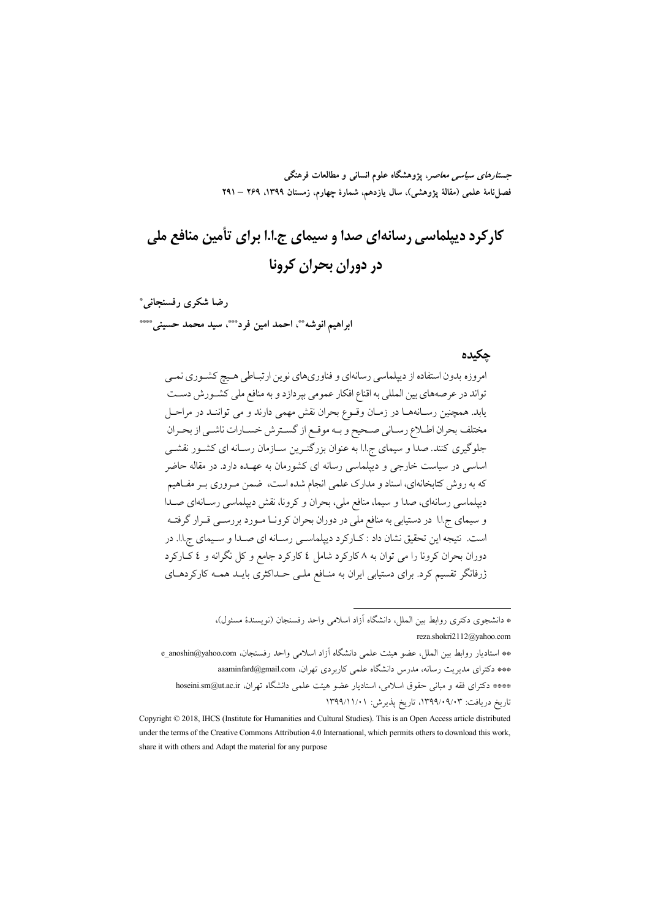# کارکرد دیپلماسی رسانه‌ای صدا و سیمای ج.ا.ا برای تأمین منافع ملی در دوران بحران کرونا

**رضا شکری رفسنجانی***

**ابراهیم انوشه****، **احمد امین فرد*****، **سید محمد حسینی******

## چکیده

امروزه بدون استفاده از دیپلماسی رسانه‌ای و فناوری‌های نوین ارتباطی هیچ کشوری نمی تواند در عرصه‌های بین المللی به اقناع افکار عمومی بپردازد و به منافع ملی کشورش دست یابد. همچنین رسانه‌ها در زمان وقوع بحران نقش مهمی دارند و می توانند در مراحل مختلف بحران اطلاع رسانی صحیح و به موقع به گسترش خسارات ناشی از بحران جلوگیری کنند. صدا و سیمای ج.ا.ا به عنوان بزرگترین سازمان رسانه ای کشور نقشی اساسی در سیاست خارجی و دیپلماسی رسانه ای کشورمان به عهده دارد. در مقاله حاضر که به روش کتابخانه‌ای، اسناد و مدارک علمی انجام شده است، ضمن مروری بر مفاهیم دیپلماسی رسانه‌ای، صدا و سیما، منافع ملی، بحران و کرونا، نقش دیپلماسی رسانه‌ای صدا و سیمای ج.ا.ا در دستیابی به منافع ملی در دوران بحران کرونا مورد بررسی قرار گرفته است. نتیجه این تحقیق نشان داد : کارکرد دیپلماسی رسانه ای صدا و سیمای ج.ا.ا. در دوران بحران کرونا را می توان به ۸ کارکرد شامل ٤ کارکرد جامع و کل نگرانه و ٤ کارکرد ژرفانگر تقسیم کرد. برای دستیابی ایران به منافع ملی حداکثری باید همه کارکردهای

---

* دانشجوی دکتری روابط بین الملل، دانشگاه آزاد اسلامی واحد رفسنجان (نویسندۀ مسئول)، reza.shokri2112@yahoo.com

** استادیار روابط بین الملل، عضو هیئت علمی دانشگاه آزاد اسلامی واحد رفسنجان، e_anoshin@yahoo.com

*** دکترای مدیریت رسانه، مدرس دانشگاه علمی کاربردی تهران، aaaminfard@gmail.com

**** دکترای فقه و مبانی حقوق اسلامی، استادیار عضو هیئت علمی دانشگاه تهران، hoseini.sm@ut.ac.ir

تاریخ دریافت: ۱۳۹۹/۰۹/۰۳، تاریخ پذیرش: ۱۳۹۹/۱۱/۰۱

Copyright © 2018, IHCS (Institute for Humanities and Cultural Studies). This is an Open Access article distributed under the terms of the Creative Commons Attribution 4.0 International, which permits others to download this work, share it with others and Adapt the material for any purpose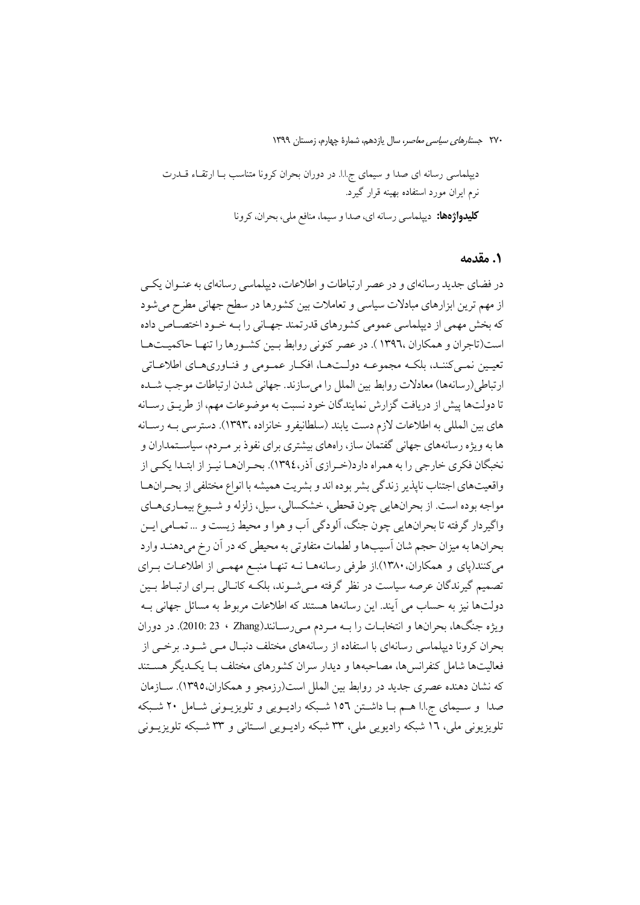دیپلماسی رسانه ای صدا و سیمای ج.ا.ا. در دوران بحران کرونا متناسب بـا ارتقـاء قـدرت نرم ایران مورد استفاده بهینه قرار گیرد.

**کلیدواژه‌ها:** دیپلماسی رسانه ای، صدا و سیما، منافع ملی، بحران، کرونا

## ۱. مقدمه

در فضای جدید رسانه‌ای و در عصر ارتباطات و اطلاعات، دیپلماسی رسانه‌ای به عنـوان یکـی از مهم ترین ابزارهای مبادلات سیاسی و تعاملات بین کشورها در سطح جهانی مطرح می‌شود که بخش مهمی از دیپلماسی عمومی کشورهای قدرتمند جهـانی را بـه خـود اختصـاص داده است(تاجران و همکاران ،۱۳۹٦ ). در عصر کنونی روابط بـین کشـورها را تنهـا حاکمیـت‌هـا تعیـین نمـی‌کننـد، بلکـه مجموعـه دولـت‌هـا، افکـار عمـومی و فنـاوری‌هـای اطلاعـاتی ارتباطی(رسانه‌ها) معادلات روابط بین الملل را می‌سازند. جهانی شدن ارتباطات موجب شـده تا دولت‌ها پیش از دریافت گزارش نمایندگان خود نسبت به موضوعات مهم، از طریـق رسـانه های بین المللی به اطلاعات لازم دست یابند (سلطانیفرو خانزاده ،۱۳۹۳). دسترسی بـه رسـانه ها به ویژه رسانه‌های جهانی گفتمان ساز، راه‌های بیشتری برای نفوذ بر مـردم، سیاسـتمداران و نخبگان فکری خارجی را به همراه دارد(خـرازی آذر،۱۳۹٤). بحـران‌هـا نیـز از ابتـدا یکـی از واقعیت‌های اجتناب ناپذیر زندگی بشر بوده اند و بشریت همیشه با انواع مختلفی از بحـران‌هـا مواجه بوده است. از بحران‌هایی چون قحطی، خشکسالی، سیل، زلزله و شـیوع بیمـاری‌هـای واگیردار گرفته تا بحران‌هایی چون جنگ، آلودگی آب و هوا و محیط زیست و ... تمـامی ایـن بحران‌ها به میزان حجم شان آسیب‌ها و لطمات متفاوتی به محیطی که در آن رخ می‌دهنـد وارد می‌کنند(پای و همکاران،۱۳۸۰).از طرفی رسانه‌هـا نـه تنهـا منبـع مهمـی از اطلاعـات بـرای تصمیم گیرندگان عرصه سیاست در نظر گرفته مـی‌شـوند، بلکـه کانـالی بـرای ارتبـاط بـین دولت‌ها نیز به حساب می آیند. این رسانه‌ها هستند که اطلاعات مربوط به مسائل جهانی بـه ویژه جنگ‌ها، بحران‌ها و انتخابـات را بـه مـردم مـی‌رسـانند(Zhang ، 23 :2010). در دوران بحران کرونا دیپلماسی رسانه‌ای با استفاده از رسانه‌های مختلف دنبـال مـی شـود. برخـی از فعالیت‌ها شامل کنفرانس‌ها، مصاحبه‌ها و دیدار سران کشورهای مختلف بـا یکـدیگر هسـتند که نشان دهنده عصری جدید در روابط بین الملل است(رزمجو و همکاران،۱۳۹٥). سـازمان صدا و سـیمای ج.ا.ا هـم بـا داشـتن ١٥٦ شـبکه رادیـویی و تلویزیـونی شـامل ۲۰ شـبکه تلویزیونی ملی، ١٦ شبکه رادیویی ملی، ۳۳ شبکه رادیـویی اسـتانی و ۳۳ شـبکه تلویزیـونی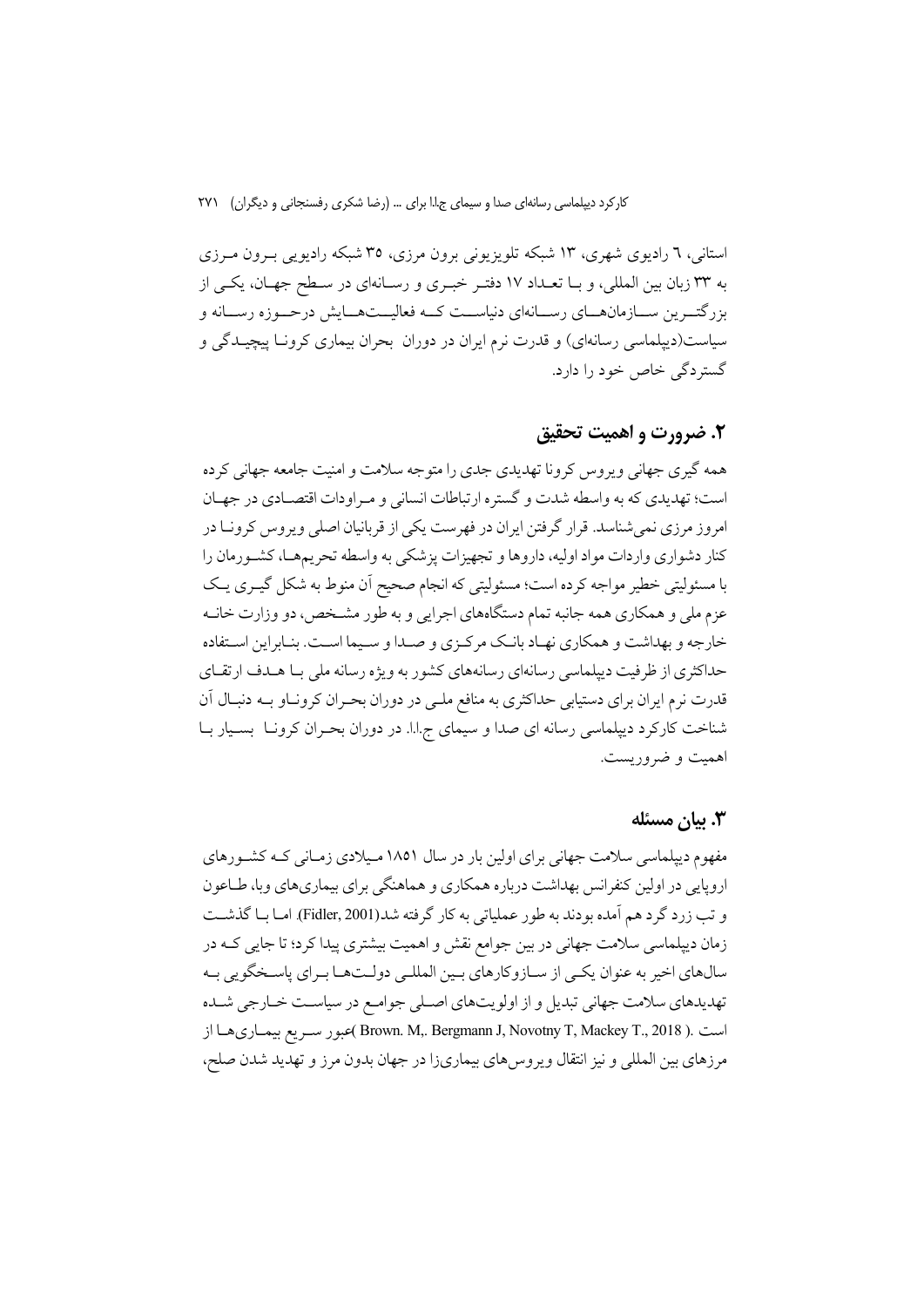استانی، ٦ رادیوی شهری، ١٣ شبکه تلویزیونی برون مرزی، ٣٥ شبکه رادیویی برون مرزی به ٣٣ زبان بین المللی، و با تعداد ١٧ دفتر خبری و رسانه‌ای در سطح جهان، یکی از بزرگترین سازمان‌های رسانه‌ای دنیاست که فعالیت‌هایش درحوزه رسانه و سیاست(دیپلماسی رسانه‌ای) و قدرت نرم ایران در دوران بحران بیماری کرونا پیچیدگی و گستردگی خاص خود را دارد.

## ٢. ضرورت و اهمیت تحقیق

همه گیری جهانی ویروس کرونا تهدیدی جدی را متوجه سلامت و امنیت جامعه جهانی کرده است؛ تهدیدی که به واسطه شدت و گستره ارتباطات انسانی و مراودات اقتصادی در جهان امروز مرزی نمی‌شناسد. قرار گرفتن ایران در فهرست یکی از قربانیان اصلی ویروس کرونا در کنار دشواری واردات مواد اولیه، داروها و تجهیزات پزشکی به واسطه تحریم‌ها، کشورمان را با مسئولیتی خطیر مواجه کرده است؛ مسئولیتی که انجام صحیح آن منوط به شکل گیری یک عزم ملی و همکاری همه جانبه تمام دستگاه‌های اجرایی و به طور مشخص، دو وزارت خانه خارجه و بهداشت و همکاری نهاد بانک مرکزی و صدا و سیما است. بنابراین استفاده حداکثری از ظرفیت دیپلماسی رسانه‌ای رسانه‌های کشور به ویژه رسانه ملی با هدف ارتقای قدرت نرم ایران برای دستیابی حداکثری به منافع ملی در دوران بحران کرونا‌و به دنبال آن شناخت کارکرد دیپلماسی رسانه ای صدا و سیمای ج.ا.ا. در دوران بحران کرونا بسیار با اهمیت و ضروریست.

## ٣. بیان مسئله

مفهوم دیپلماسی سلامت جهانی برای اولین بار در سال ١٨٥١ میلادی زمانی که کشورهای اروپایی در اولین کنفرانس بهداشت درباره همکاری و هماهنگی برای بیماری‌های وبا، طاعون و تب زرد گرد هم آمده بودند به طور عملیاتی به کار گرفته شد(Fidler, 2001). اما با گذشت زمان دیپلماسی سلامت جهانی در بین جوامع نقش و اهمیت بیشتری پیدا کرد؛ تا جایی که در سال‌های اخیر به عنوان یکی از سازوکارهای بین المللی دولت‌ها برای پاسخگویی به تهدیدهای سلامت جهانی تبدیل و از اولویت‌های اصلی جوامع در سیاست خارجی شده است .( Brown. M,. Bergmann J, Novotny T, Mackey T., 2018 )عبور سریع بیماری‌ها از مرزهای بین المللی و نیز انتقال ویروس‌های بیماری‌زا در جهان بدون مرز و تهدید شدن صلح،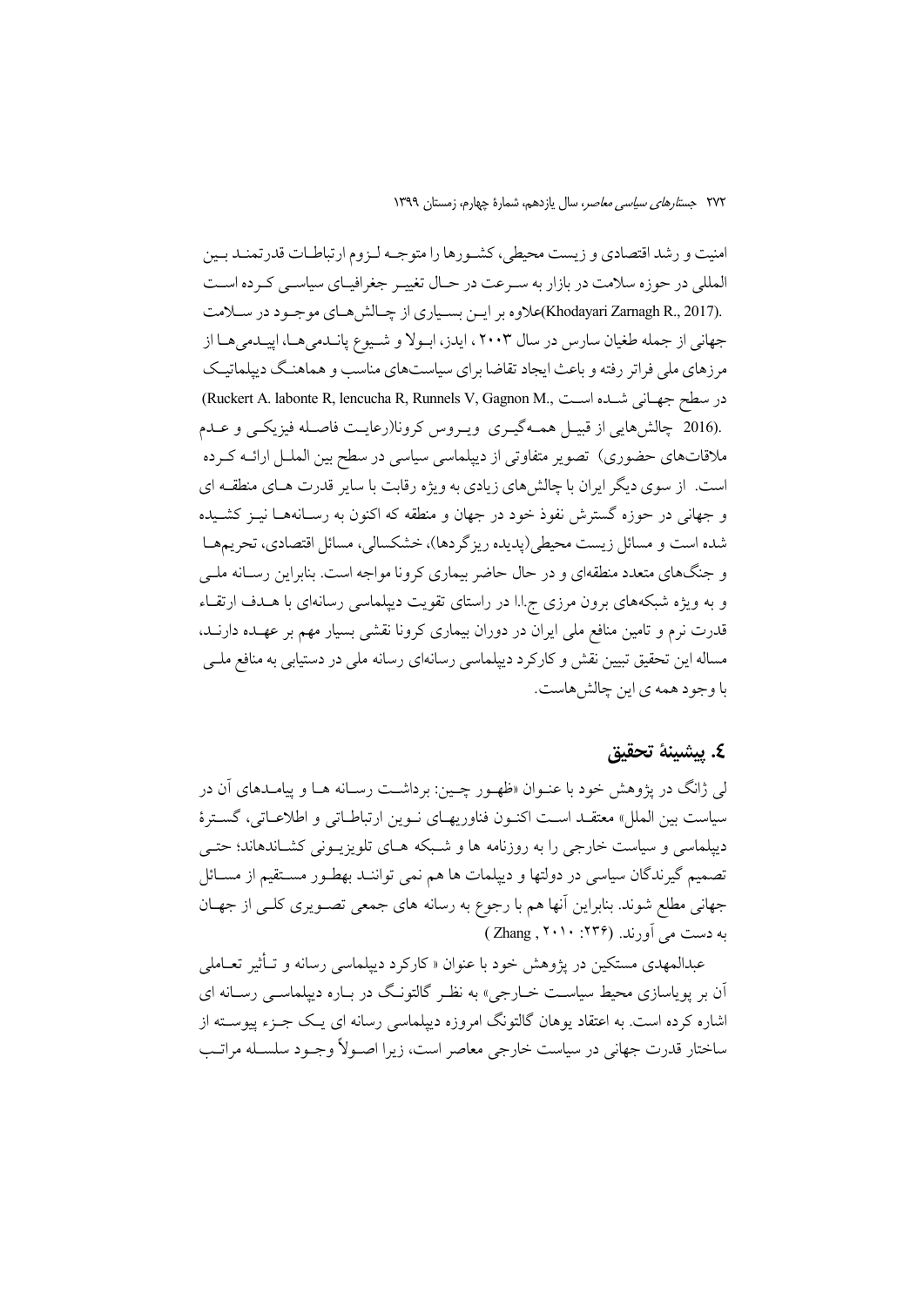امنیت و رشد اقتصادی و زیست محیطی، کشورها را متوجه لزوم ارتباطات قدرتمند بین المللی در حوزه سلامت در بازار به سرعت در حال تغییر جغرافیای سیاسی کرده است (Khodayari Zarnagh R., 2017).علاوه بر این بسیاری از چالش‌های موجود در سلامت جهانی از جمله طغیان سارس در سال ۲۰۰۳ ، ایدز، ابولا و شیوع پاندمی‌ها، اپیدمی‌ها از مرزهای ملی فراتر رفته و باعث ایجاد تقاضا برای سیاست‌های مناسب و هماهنگ دیپلماتیک در سطح جهانی شده است (Ruckert A. labonte R, lencucha R, Runnels V, Gagnon M., 2016). چالش‌هایی از قبیل همه‌گیری ویروس کرونا(رعایت فاصله فیزیکی و عدم ملاقات‌های حضوری) تصویر متفاوتی از دیپلماسی سیاسی در سطح بین الملل ارائه کرده است. از سوی دیگر ایران با چالش‌های زیادی به ویژه رقابت با سایر قدرت های منطقه ای و جهانی در حوزه گسترش نفوذ خود در جهان و منطقه که اکنون به رسانه‌ها نیز کشیده شده است و مسائل زیست محیطی(پدیده ریزگردها)، خشکسالی، مسائل اقتصادی، تحریم‌ها و جنگ‌های متعدد منطقه‌ای و در حال حاضر بیماری کرونا مواجه است. بنابراین رسانه ملی و به ویژه شبکه‌های برون مرزی ج.ا.ا در راستای تقویت دیپلماسی رسانه‌ای با هدف ارتقاء قدرت نرم و تامین منافع ملی ایران در دوران بیماری کرونا نقشی بسیار مهم بر عهده دارند، مساله این تحقیق تبیین نقش و کارکرد دیپلماسی رسانه‌ای رسانه ملی در دستیابی به منافع ملی با وجود همه ی این چالش‌هاست.

## ٤. پیشینۀ تحقیق

لی ژانگ در پژوهش خود با عنوان «ظهور چین: برداشت رسانه ها و پیامدهای آن در سیاست بین الملل» معتقد است اکنون فناوریهای نوین ارتباطاتی و اطلاعاتی، گسترۀ دیپلماسی و سیاست خارجی را به روزنامه ها و شبکه های تلویزیونی کشانده‌اند؛ حتی تصمیم گیرندگان سیاسی در دولتها و دیپلمات ها هم نمی توانند بطور مستقیم از مسائل جهانی مطلع شوند. بنابراین آنها هم با رجوع به رسانه های جمعی تصویری کلی از جهان به دست می آورند. (Zhang , ۲۰۱۰ :۲۳۶ )

عبدالمهدی مستکین در پژوهش خود با عنوان « کارکرد دیپلماسی رسانه و تأثیر تعاملی آن بر پویاسازی محیط سیاست خارجی» به نظر گالتونگ در باره دیپلماسی رسانه ای اشاره کرده است. به اعتقاد یوهان گالتونگ امروزه دیپلماسی رسانه ای یک جزء پیوسته از ساختار قدرت جهانی در سیاست خارجی معاصر است، زیرا اصولاً وجود سلسله مراتب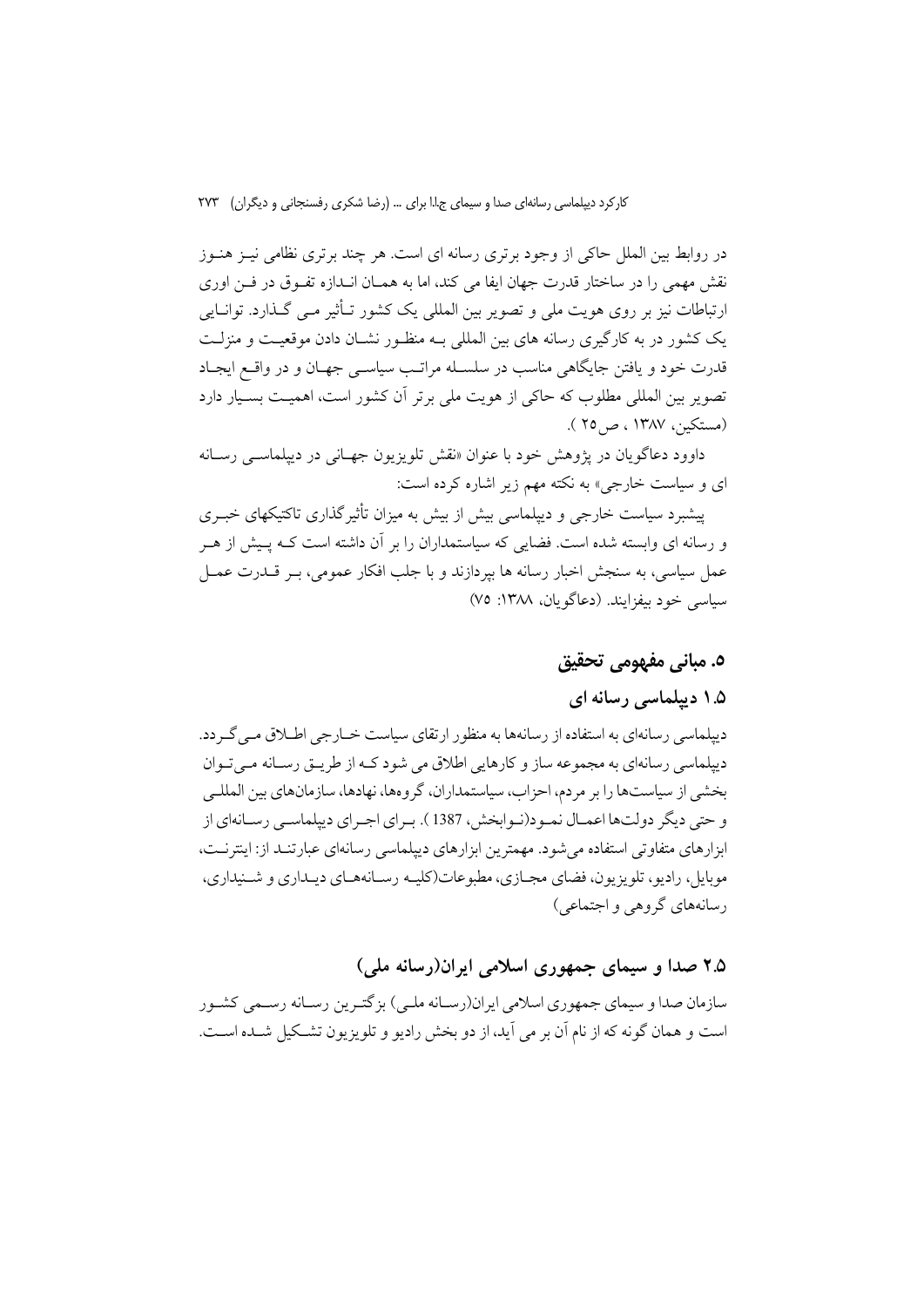در روابط بین الملل حاکی از وجود برتری رسانه ای است. هر چند برتری نظامی نیـز هنـوز نقش مهمی را در ساختار قدرت جهان ایفا می کند، اما به همـان انـدازه تفـوق در فـن اوری ارتباطات نیز بر روی هویت ملی و تصویر بین المللی یک کشور تـأثیر مـی گـذارد. توانـایی یک کشور در به کارگیری رسانه های بین المللی بـه منظـور نشـان دادن موقعیـت و منزلـت قدرت خود و یافتن جایگاهی مناسب در سلسـله مراتـب سیاسـی جهـان و در واقـع ایجـاد تصویر بین المللی مطلوب که حاکی از هویت ملی برتر آن کشور است، اهمیـت بسـیار دارد (مستکین، ۱۳۸۷ ، ص۲۵ ).

داوود دعاگویان در پژوهش خود با عنوان «نقش تلویزیون جهـانی در دیپلماسـی رسـانه ای و سیاست خارجی» به نکته مهم زیر اشاره کرده است:

پیشبرد سیاست خارجی و دیپلماسی بیش از بیش به میزان تأثیرگذاری تاکتیکهای خبـری و رسانه ای وابسته شده است. فضایی که سیاستمداران را بر آن داشته است کـه پـیش از هـر عمل سیاسی، به سنجش اخبار رسانه ها بپردازند و با جلب افکار عمومی، بـر قـدرت عمـل سیاسی خود بیفزایند. (دعاگویان، ۱۳۸۸: ۷۵)

## ۵. مبانی مفهومی تحقیق

### ۱.۵ دیپلماسی رسانه ای

دیپلماسی رسانه‌ای به استفاده از رسانه‌ها به منظور ارتقای سیاست خـارجی اطـلاق مـی‌گـردد. دیپلماسی رسانه‌ای به مجموعه ساز و کارهایی اطلاق می شود کـه از طریـق رسـانه مـی‌تـوان بخشی از سیاست‌ها را بر مردم، احزاب، سیاستمداران، گروه‌ها، نهادها، سازمان‌های بین المللـی و حتی دیگر دولت‌ها اعمـال نمـود(نـوابخش، 1387 ). بـرای اجـرای دیپلماسـی رسـانه‌ای از ابزارهای متفاوتی استفاده می‌شود. مهمترین ابزارهای دیپلماسی رسانه‌ای عبارتنـد از: اینترنـت، موبایل، رادیو، تلویزیون، فضای مجـازی، مطبوعات(کلیـه رسـانه‌هـای دیـداری و شـنیداری، رسانه‌های گروهی و اجتماعی)

### ۲.۵ صدا و سیمای جمهوری اسلامی ایران(رسانه ملی)

سازمان صدا و سیمای جمهوری اسلامی ایران(رسـانه ملـی) بزرگتـرین رسـانه رسـمی کشـور است و همان گونه که از نام آن بر می آید، از دو بخش رادیو و تلویزیون تشـکیل شـده اسـت.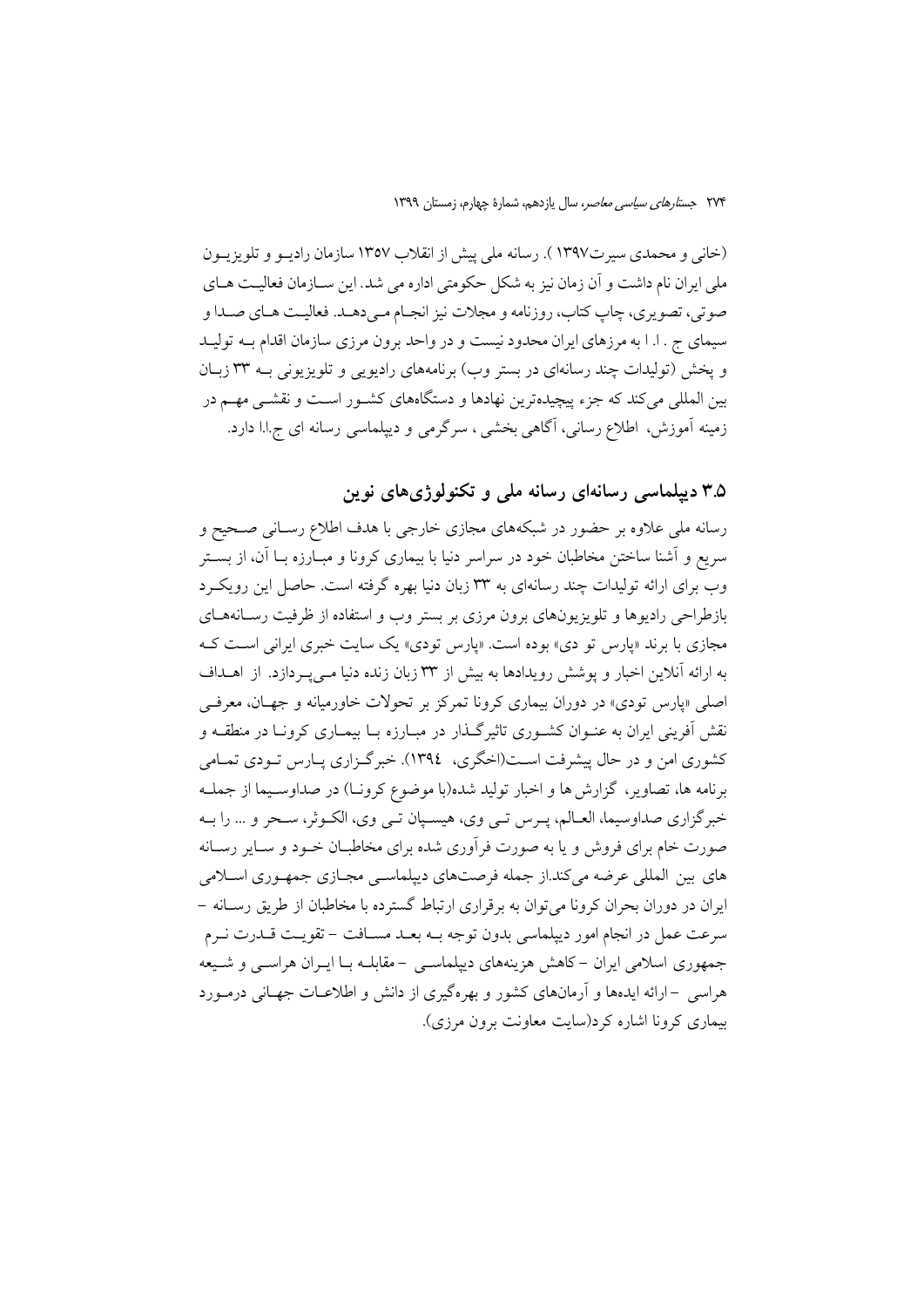(خانی و محمدی سیرت۱۳۹۷ ). رسانه ملی پیش از انقلاب ۱۳۵۷ سازمان رادیو و تلویزیون ملی ایران نام داشت و آن زمان نیز به شکل حکومتی اداره می شد. این سازمان فعالیت های صوتی، تصویری، چاپ کتاب، روزنامه و مجلات نیز انجام می‌دهد. فعالیت های صدا و سیمای ج . ا. ا به مرزهای ایران محدود نیست و در واحد برون مرزی سازمان اقدام به تولید و پخش (تولیدات چند رسانه‌ای در بستر وب) برنامه‌های رادیویی و تلویزیونی به ۳۳ زبان بین المللی می‌کند که جزء پیچیده‌ترین نهادها و دستگاه‌های کشور است و نقشی مهم در زمینه آموزش، اطلاع رسانی، آگاهی بخشی ، سرگرمی و دیپلماسی رسانه ای ج.ا.ا دارد.

## ۳.۵ دیپلماسی رسانه‌ای رسانه ملی و تکنولوژی‌های نوین

رسانه ملی علاوه بر حضور در شبکه‌های مجازی خارجی با هدف اطلاع رسانی صحیح و سریع و آشنا ساختن مخاطبان خود در سراسر دنیا با بیماری کرونا و مبارزه با آن، از بستر وب برای ارائه تولیدات چند رسانه‌ای به ۳۳ زبان دنیا بهره گرفته است. حاصل این رویکرد بازطراحی رادیوها و تلویزیون‌های برون مرزی بر بستر وب و استفاده از ظرفیت رسانه‌های مجازی با برند «پارس تو دی» بوده است. «پارس تودی» یک سایت خبری ایرانی است که به ارائه آنلاین اخبار و پوشش رویدادها به بیش از ۳۳ زبان زنده دنیا می‌پردازد. از اهداف اصلی «پارس تودی» در دوران بیماری کرونا تمرکز بر تحولات خاورمیانه و جهان، معرفی نقش آفرینی ایران به عنوان کشوری تاثیرگذار در مبارزه با بیماری کرونا در منطقه و کشوری امن و در حال پیشرفت است(اخگری، ۱۳۹٤). خبرگزاری پارس تودی تمامی برنامه ها، تصاویر، گزارش ها و اخبار تولید شده(با موضوع کرونا) در صداوسیما از جمله خبرگزاری صداوسیما، العالم، پرس تی وی، هیسپان تی وی، الکوثر، سحر و ... را به صورت خام برای فروش و یا به صورت فرآوری شده برای مخاطبان خود و سایر رسانه های بین المللی عرضه می‌کند.از جمله فرصت‌های دیپلماسی مجازی جمهوری اسلامی ایران در دوران بحران کرونا می‌توان به برقراری ارتباط گسترده با مخاطبان از طریق رسانه – سرعت عمل در انجام امور دیپلماسی بدون توجه به بعد مسافت – تقویت قدرت نرم جمهوری اسلامی ایران – کاهش هزینه‌های دیپلماسی – مقابله با ایران هراسی و شیعه هراسی – ارائه ایده‌ها و آرمان‌های کشور و بهره‌گیری از دانش و اطلاعات جهانی درمورد بیماری کرونا اشاره کرد(سایت معاونت برون مرزی).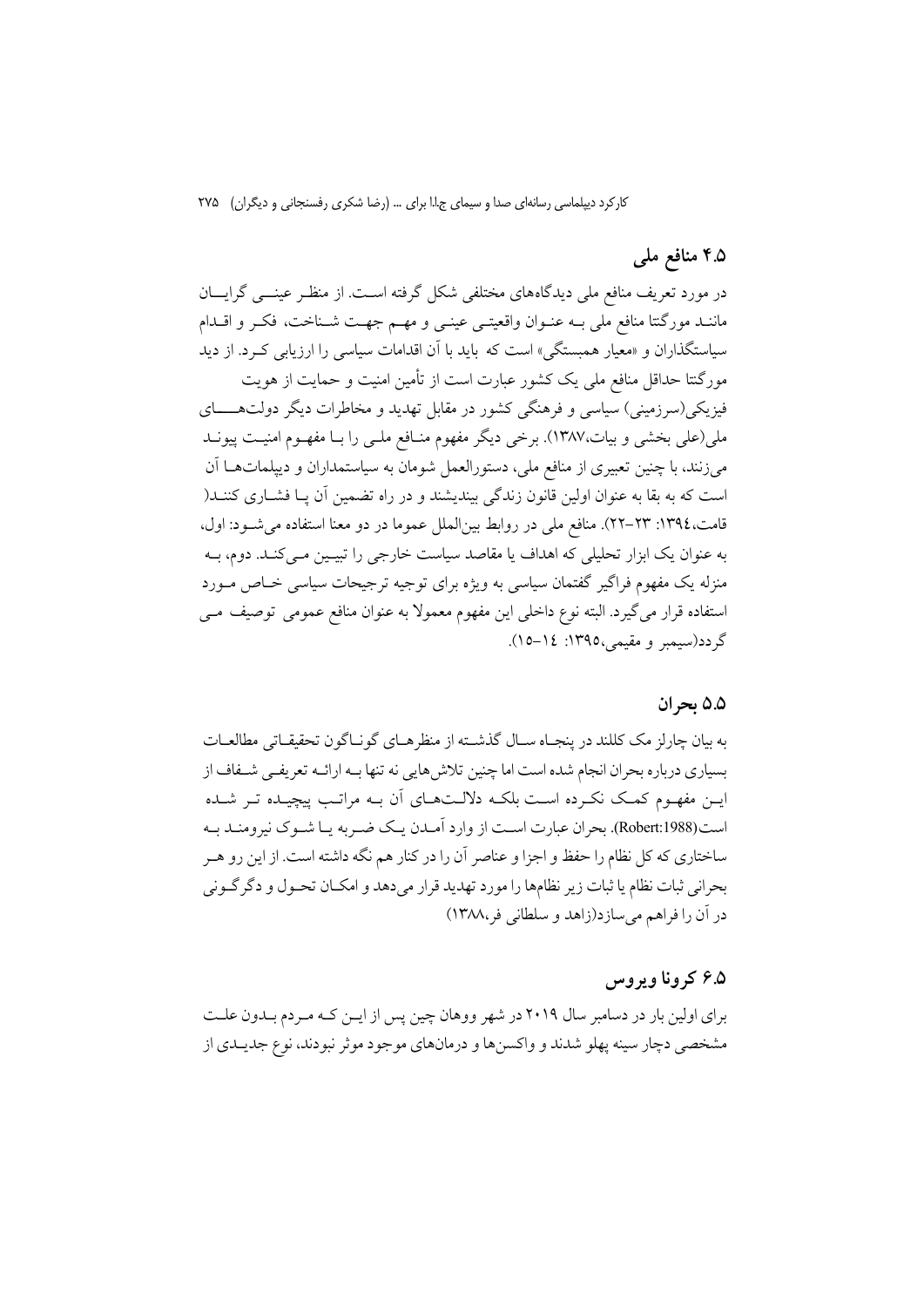## ۴.۵ منافع ملی

در مورد تعریف منافع ملی دیدگاه‌های مختلفی شکل گرفته است. از منظر عینی گرایان مانند مورگنتا منافع ملی به عنوان واقعیتی عینی و مهم جهت شناخت، فکر و اقدام سیاستگذاران و «معیار همبستگی» است که باید با آن اقدامات سیاسی را ارزیابی کرد. از دید مورگنتا حداقل منافع ملی یک کشور عبارت است از تأمین امنیت و حمایت از هویت فیزیکی(سرزمینی) سیاسی و فرهنگی کشور در مقابل تهدید و مخاطرات دیگر دولت‌های ملی(علی بخشی و بیات،۱۳۸۷). برخی دیگر مفهوم منافع ملی را با مفهوم امنیت پیوند می‌زنند، با چنین تعبیری از منافع ملی، دستورالعمل شومان به سیاستمداران و دیپلمات‌ها آن است که به بقا به عنوان اولین قانون زندگی بیندیشند و در راه تضمین آن پا فشاری کنند( قامت،۱۳۹٤: ۲۳–۲۲). منافع ملی در روابط بین‌الملل عموما در دو معنا استفاده می‌شود: اول، به عنوان یک ابزار تحلیلی که اهداف یا مقاصد سیاست خارجی را تبیین می‌کند. دوم، به منزله یک مفهوم فراگیر گفتمان سیاسی به ویژه برای توجیه ترجیحات سیاسی خاص مورد استفاده قرار می‌گیرد. البته نوع داخلی این مفهوم معمولا به عنوان منافع عمومی توصیف می گردد(سیمبر و مقیمی،۱۳۹۵: ۱٤–۱۵).

## ۵.۵ بحران

به بیان چارلز مک کللند در پنجاه سال گذشته از منظرهای گوناگون تحقیقاتی مطالعات بسیاری درباره بحران انجام شده است اما چنین تلاش‌هایی نه تنها به ارائه تعریفی شفاف از این مفهوم کمک نکرده است بلکه دلالت‌های آن به مراتب پیچیده تر شده است(Robert:1988). بحران عبارت است از وارد آمدن یک ضربه یا شوک نیرومند به ساختاری که کل نظام را حفظ و اجزا و عناصر آن را در کنار هم نگه داشته است. از این رو هر بحرانی ثبات نظام یا ثبات زیر نظام‌ها را مورد تهدید قرار می‌دهد و امکان تحول و دگرگونی در آن را فراهم می‌سازد(زاهد و سلطانی فر،۱۳۸۸)

## ۶.۵ کرونا ویروس

برای اولین بار در دسامبر سال ۲۰۱۹ در شهر ووهان چین پس از این که مردم بدون علت مشخصی دچار سینه پهلو شدند و واکسن‌ها و درمان‌های موجود موثر نبودند، نوع جدیدی از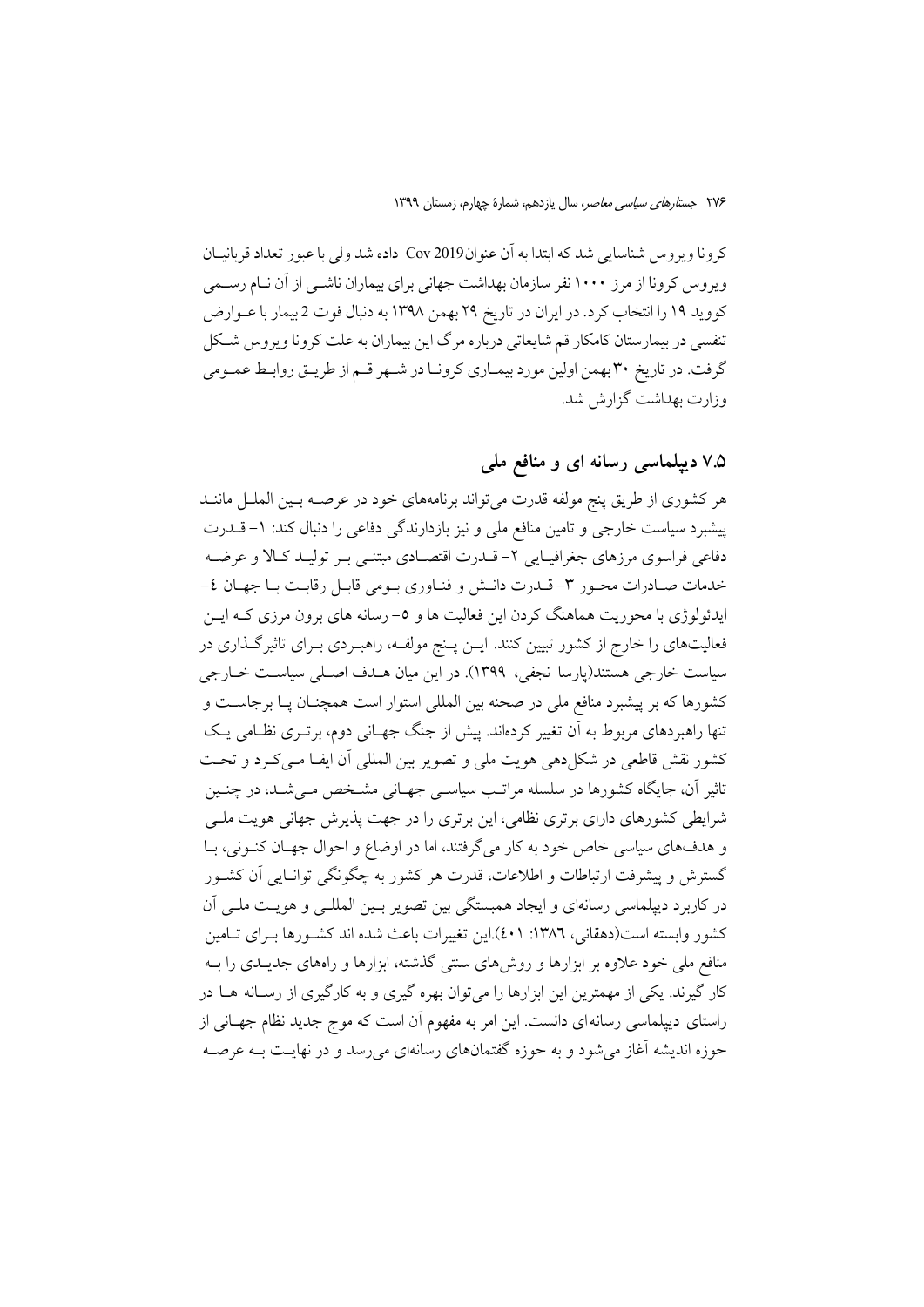کرونا ویروس شناسایی شد که ابتدا به آن عنوان Cov 2019 داده شد ولی با عبور تعداد قربانیان ویروس کرونا از مرز ۱۰۰۰ نفر سازمان بهداشت جهانی برای بیماران ناشی از آن نام رسمی کووید ۱۹ را انتخاب کرد. در ایران در تاریخ ۲۹ بهمن ۱۳۹۸ به دنبال فوت 2 بیمار با عوارض تنفسی در بیمارستان کامکار قم شایعاتی درباره مرگ این بیماران به علت کرونا ویروس شکل گرفت. در تاریخ ۳۰ بهمن اولین مورد بیماری کرونا در شهر قم از طریق روابط عمومی وزارت بهداشت گزارش شد.

## ۷.۵ دیپلماسی رسانه ای و منافع ملی

هر کشوری از طریق پنج مولفه قدرت می‌تواند برنامه‌های خود در عرصه بین الملل مانند پیشبرد سیاست خارجی و تامین منافع ملی و نیز بازدارندگی دفاعی را دنبال کند: ۱- قدرت دفاعی فراسوی مرزهای جغرافیایی ۲- قدرت اقتصادی مبتنی بر تولید کالا و عرضه خدمات صادرات محور ۳- قدرت دانش و فناوری بومی قابل رقابت با جهان ٤- ایدئولوژی با محوریت هماهنگ کردن این فعالیت ها و ٥- رسانه های برون مرزی که این فعالیت‌های را خارج از کشور تبیین کنند. این پنج مولفه، راهبردی برای تاثیرگذاری در سیاست خارجی هستند(پارسا نجفی، ۱۳۹۹). در این میان هدف اصلی سیاست خارجی کشورها که بر پیشبرد منافع ملی در صحنه بین المللی استوار است همچنان پا برجاست و تنها راهبردهای مربوط به آن تغییر کرده‌اند. پیش از جنگ جهانی دوم، برتری نظامی یک کشور نقش قاطعی در شکل‌دهی هویت ملی و تصویر بین المللی آن ایفا می‌کرد و تحت تاثیر آن، جایگاه کشورها در سلسله مراتب سیاسی جهانی مشخص می‌شد، در چنین شرایطی کشورهای دارای برتری نظامی، این برتری را در جهت پذیرش جهانی هویت ملی و هدف‌های سیاسی خاص خود به کار می‌گرفتند، اما در اوضاع و احوال جهان کنونی، با گسترش و پیشرفت ارتباطات و اطلاعات، قدرت هر کشور به چگونگی توانایی آن کشور در کاربرد دیپلماسی رسانه‌ای و ایجاد همبستگی بین تصویر بین المللی و هویت ملی آن کشور وابسته است(دهقانی، ١٣٨٦: ٤٠١).این تغییرات باعث شده اند کشورها برای تامین منافع ملی خود علاوه بر ابزارها و روش‌های سنتی گذشته، ابزارها و راه‌های جدیدی را به کار گیرند. یکی از مهمترین این ابزارها را می‌توان بهره گیری و به کارگیری از رسانه ها در راستای دیپلماسی رسانه‌ای دانست. این امر به مفهوم آن است که موج جدید نظام جهانی از حوزه اندیشه آغاز می‌شود و به حوزه گفتمان‌های رسانه‌ای می‌رسد و در نهایت به عرصه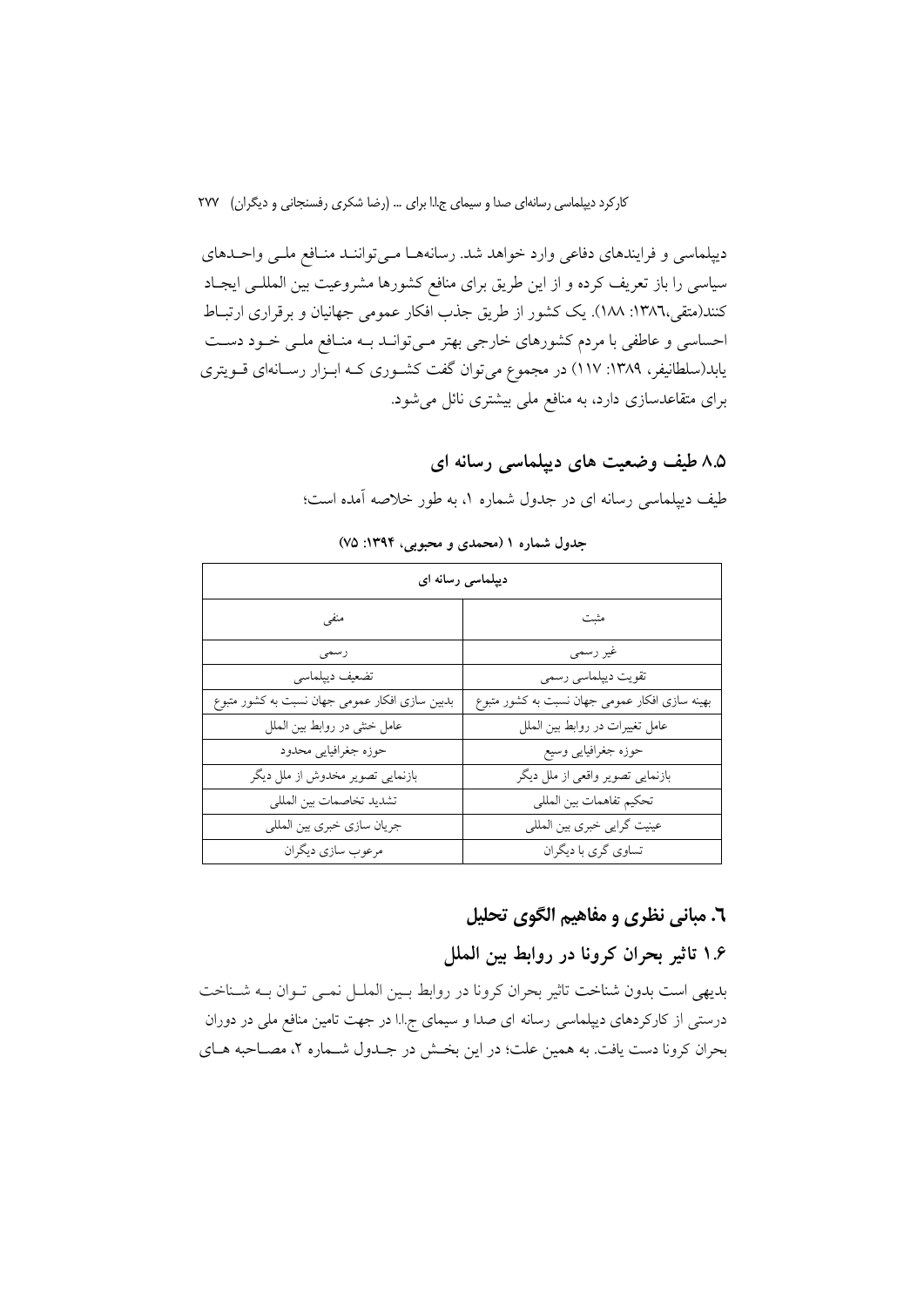دیپلماسی و فرایندهای دفاعی وارد خواهد شد. رسانه‌ها می‌توانند منافع ملی واحدهای سیاسی را باز تعریف کرده و از این طریق برای منافع کشورها مشروعیت بین المللی ایجاد کنند(متقی،۱۳۸٦: ۱۸۸). یک کشور از طریق جذب افکار عمومی جهانیان و برقراری ارتباط احساسی و عاطفی با مردم کشورهای خارجی بهتر می‌تواند به منافع ملی خود دست یابد(سلطانیفر، ۱۳۸۹: ۱۱۷) در مجموع می‌توان گفت کشوری که ابزار رسانه‌ای قویتری برای متقاعدسازی دارد، به منافع ملی بیشتری نائل می‌شود.

### ۸.۵ طیف وضعیت های دیپلماسی رسانه ای

طیف دیپلماسی رسانه ای در جدول شماره ۱، به طور خلاصه آمده است؛

**جدول شماره ۱ (محمدی و محبوبی، ۱۳۹۴: ۷۵)**

| دیپلماسی رسانه ای | |
|---|---|
| مثبت | منفی |
| غیر رسمی | رسمی |
| تقویت دیپلماسی رسمی | تضعیف دیپلماسی |
| بهینه سازی افکار عمومی جهان نسبت به کشور متبوع | بدبین سازی افکار عمومی جهان نسبت به کشور متبوع |
| عامل تغییرات در روابط بین الملل | عامل خنثی در روابط بین الملل |
| حوزه جغرافیایی وسیع | حوزه جغرافیایی محدود |
| بازنمایی تصویر واقعی از ملل دیگر | بازنمایی تصویر مخدوش از ملل دیگر |
| تحکیم تفاهمات بین المللی | تشدید تخاصمات بین المللی |
| عینیت گرایی خبری بین المللی | جریان سازی خبری بین المللی |
| تساوی گری با دیگران | مرعوب سازی دیگران |

## ٦. مبانی نظری و مفاهیم الگوی تحلیل

### ۱.۶ تاثیر بحران کرونا در روابط بین الملل

بدیهی است بدون شناخت تاثیر بحران کرونا در روابط بین الملل نمی توان به شناخت درستی از کارکردهای دیپلماسی رسانه ای صدا و سیمای ج.ا.ا در جهت تامین منافع ملی در دوران بحران کرونا دست یافت. به همین علت؛ در این بخش در جدول شماره ۲، مصاحبه های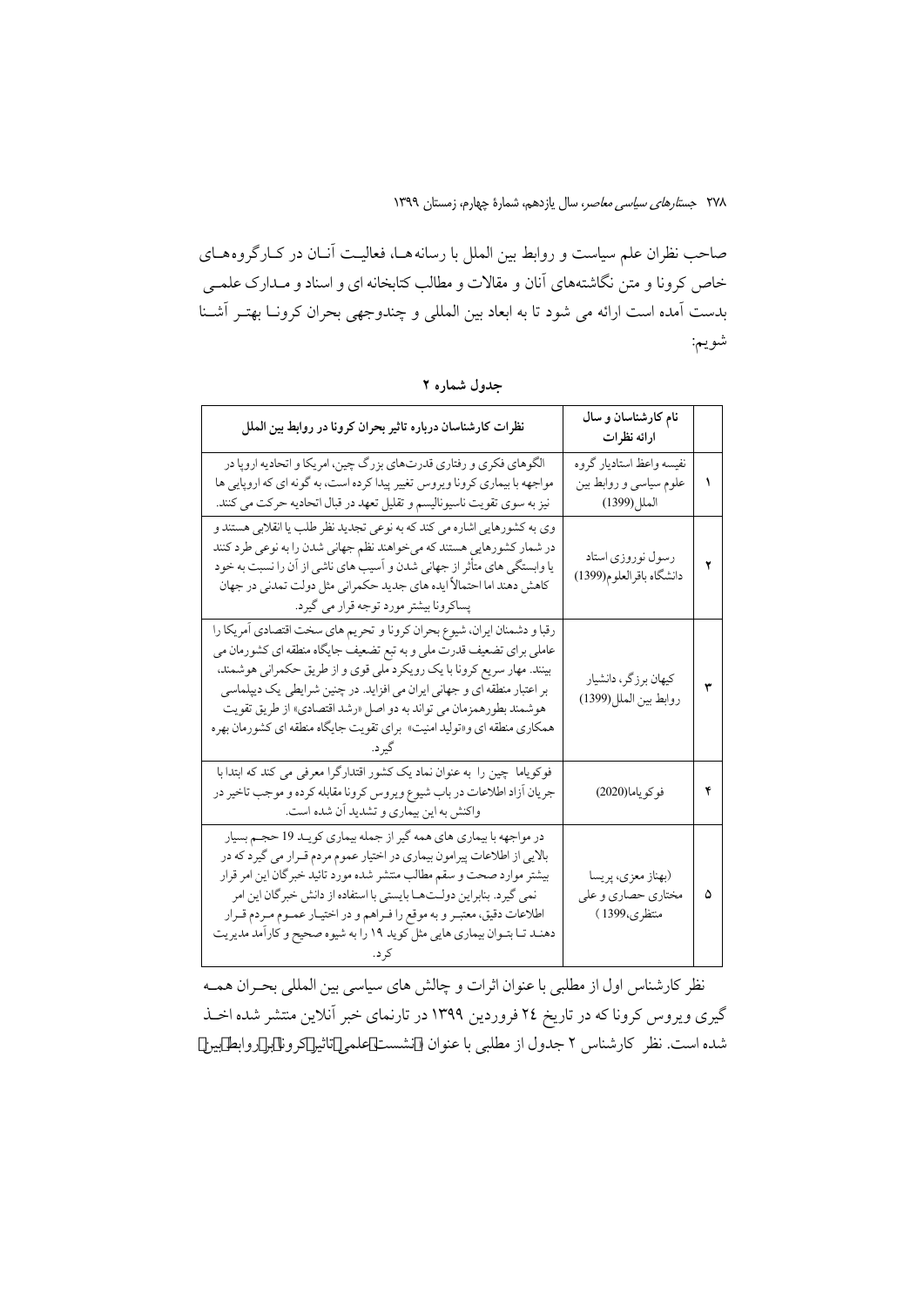صاحب نظران علم سیاست و روابط بین الملل با رسانه‌ها، فعالیت آنان در کارگروه‌های خاص کرونا و متن نگاشته‌های آنان و مقالات و مطالب کتابخانه ای و اسناد و مدارک علمی بدست آمده است ارائه می شود تا به ابعاد بین المللی و چندوجهی بحران کرونا بهتر آشنا شویم:

**جدول شماره ۲**

| | نام کارشناسان و سال ارائه نظرات | نظرات کارشناسان درباره تاثیر بحران کرونا در روابط بین الملل |
|---|---|---|
| ۱ | نفیسه واعظ استادیار گروه علوم سیاسی و روابط بین الملل(1399) | الگوهای فکری و رفتاری قدرت‌های بزرگ چین، امریکا و اتحادیه اروپا در مواجهه با بیماری کرونا ویروس تغییر پیدا کرده است، به گونه ای که اروپایی ها نیز به سوی تقویت ناسیونالیسم و تقلیل تعهد در قبال اتحادیه حرکت می کنند. |
| ۲ | رسول نوروزی استاد دانشگاه باقرالعلوم(1399) | وی به کشورهایی اشاره می کند که به نوعی تجدید نظر طلب یا انقلابی هستند و در شمار کشورهایی هستند که می‌خواهند نظم جهانی شدن را به نوعی طرد کنند یا وابستگی های متأثر از جهانی شدن و آسیب های ناشی از آن را نسبت به خود کاهش دهند اما احتمالاً ایده های جدید حکمرانی مثل دولت تمدنی در جهان پساکرونا بیشتر مورد توجه قرار می گیرد. |
| ۳ | کیهان برزگر، دانشیار روابط بین الملل(1399) | رقبا و دشمنان ایران، شیوع بحران کرونا و تحریم های سخت اقتصادی آمریکا را عاملی برای تضعیف قدرت ملی و به تبع تضعیف جایگاه منطقه ای کشورمان می بینند. مهار سریع کرونا با یک رویکرد ملی قوی و از طریق حکمرانی هوشمند، بر اعتبار منطقه ای و جهانی ایران می افزاید. در چنین شرایطی یک دیپلماسی هوشمند بطورهمزمان می تواند به دو اصل «رشد اقتصادی» از طریق تقویت همکاری منطقه ای و«تولید امنیت» برای تقویت جایگاه منطقه ای کشورمان بهره گیرد. |
| ۴ | فوکویاما(2020) | فوکویاما چین را به عنوان نماد یک کشور اقتدارگرا معرفی می کند که ابتدا با جریان آزاد اطلاعات در باب شیوع ویروس کرونا مقابله کرده و موجب تاخیر در واکنش به این بیماری و تشدید آن شده است. |
| ۵ | (بهناز معزی، پریسا مختاری حصاری و علی منتظری،1399 ) | در مواجهه با بیماری های همه گیر از جمله بیماری کوید 19 حجم بسیار بالایی از اطلاعات پیرامون بیماری در اختیار عموم مردم قرار می گیرد که در بیشتر موارد صحت و سقم مطالب منتشر شده مورد تائید خبرگان این امر قرار نمی گیرد. بنابراین دولت‌ها بایستی با استفاده از دانش خبرگان این امر اطلاعات دقیق، معتبر و به موقع را فراهم و در اختیار عموم مردم قرار دهند تا بتوان بیماری هایی مثل کوید ۱۹ را به شیوه صحیح و کارآمد مدیریت کرد. |

نظر کارشناس اول از مطلبی با عنوان اثرات و چالش های سیاسی بین المللی بحران همه گیری ویروس کرونا که در تاریخ ۲۴ فروردین ۱۳۹۹ در تارنمای خبر آنلاین منتشر شده اخذ شده است. نظر کارشناس ۲ جدول از مطلبی با عنوان «نشست علمی تاثیر کرونا بر روابط بین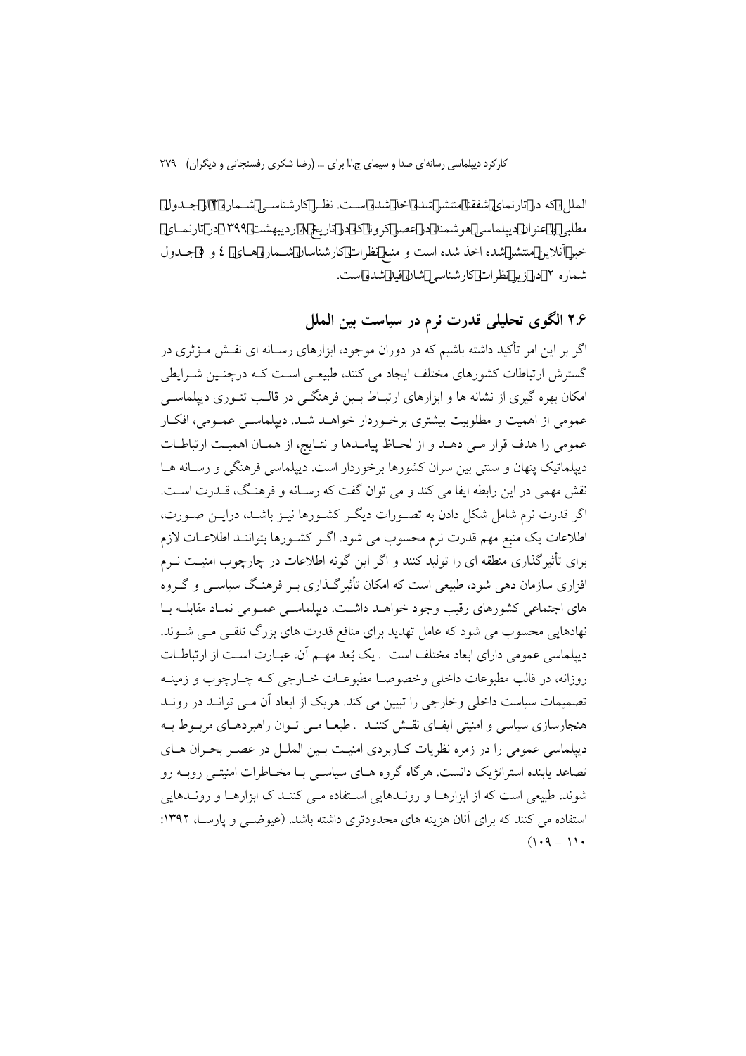الملل) که در تارنمای شفقنا منتشر شده اخذ شده است. نظر کارشناسی شماره ۳ از جدول مطلبی با عنوان دیپلماسی هوشمند در عصر کرونا که در تاریخ ۸ اردیبهشت ۱۳۹۹ در تارنمای خبر آنلاین منتشر شده اخذ شده است و منبع نظرات کارشناسان شماره های ٤ و ٥ جدول شماره ۲ در زیر نظرات کارشناسی شان قید شده است.

## ۲.۶ الگوی تحلیلی قدرت نرم در سیاست بین الملل

اگر بر این امر تأکید داشته باشیم که در دوران موجود، ابزارهای رسانه ای نقش مؤثری در گسترش ارتباطات کشورهای مختلف ایجاد می کنند، طبیعی است که درچنین شرایطی امکان بهره گیری از نشانه ها و ابزارهای ارتباط بین فرهنگی در قالب تئوری دیپلماسی عمومی از اهمیت و مطلوبیت بیشتری برخوردار خواهد شد. دیپلماسی عمومی، افکار عمومی را هدف قرار می دهد و از لحاظ پیامدها و نتایج، از همان اهمیت ارتباطات دیپلماتیک پنهان و سنتی بین سران کشورها برخوردار است. دیپلماسی فرهنگی و رسانه ها نقش مهمی در این رابطه ایفا می کند و می توان گفت که رسانه و فرهنگ، قدرت است. اگر قدرت نرم شامل شکل دادن به تصورات دیگر کشورها نیز باشد، دراین صورت، اطلاعات یک منبع مهم قدرت نرم محسوب می شود. اگر کشورها بتوانند اطلاعات لازم برای تأثیرگذاری منطقه ای را تولید کنند و اگر این گونه اطلاعات در چارچوب امنیت نرم افزاری سازمان دهی شود، طبیعی است که امکان تأثیرگذاری بر فرهنگ سیاسی و گروه های اجتماعی کشورهای رقیب وجود خواهد داشت. دیپلماسی عمومی نماد مقابله با نهادهایی محسوب می شود که عامل تهدید برای منافع قدرت های بزرگ تلقی می شوند. دیپلماسی عمومی دارای ابعاد مختلف است . یک بُعد مهم آن، عبارت است از ارتباطات روزانه، در قالب مطبوعات داخلی وخصوصا مطبوعات خارجی که چارچوب و زمینه تصمیمات سیاست داخلی وخارجی را تبیین می کند. هریک از ابعاد آن می تواند در روند هنجارسازی سیاسی و امنیتی ایفای نقش کنند . طبعا می توان راهبردهای مربوط به دیپلماسی عمومی را در زمره نظریات کاربردی امنیت بین الملل در عصر بحران های تصاعد یابنده استراتژیک دانست. هرگاه گروه های سیاسی با مخاطرات امنیتی روبه رو شوند، طبیعی است که از ابزارها و روندهایی استفاده می کنند که ابزارها و روندهایی استفاده می کنند که برای آنان هزینه های محدودتری داشته باشد. (عیوضی و پارسا، ۱۳۹۲: ۱۰۹ – ۱۱۰)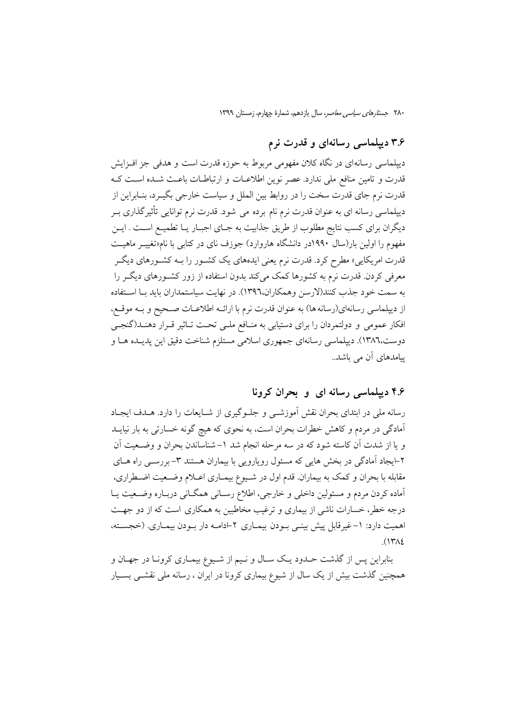## ۳.۶ دیپلماسی رسانه‌ای و قدرت نرم

دیپلماسی رسانه‌ای در نگاه کلان مفهومی مربوط به حوزه قدرت است و هدفی جز افـزایش قدرت و تامین منافع ملی ندارد. عصر نوین اطلاعـات و ارتباطـات باعـث شـده اسـت کـه قدرت نرم جای قدرت سخت را در روابط بین الملل و سیاست خارجی بگیـرد، بنـابراین از دیپلماسی رسانه ای به عنوان قدرت نرم نام برده می شود. قدرت نرم توانایی تأثیرگذاری بـر دیگران برای کسب نتایج مطلوب از طریق جذابیت به جـای اجبـار یـا تطمیـع اسـت . ایـن مفهوم را اولین بار(سال ۱۹۹۰در دانشگاه هاروارد) جوزف نای در کتابی با نام«تغییـر ماهیـت قدرت امریکایی» مطرح کرد. قدرت نرم یعنی ایده‌های یک کشـور را بـه کشـورهای دیگـر معرفی کردن. قدرت نرم به کشورها کمک می‌کند بدون استفاده از زور کشـورهای دیگـر را به سمت خود جذب کنند(لارسن وهمکاران،۱۳۹٦). در نهایت سیاستمداران باید بـا اسـتفاده از دیپلماسی رسانه‌ای(رسانه ها) به عنوان قدرت نرم با ارائـه اطلاعـات صـحیح و بـه موقـع، افکار عمومی و دولتمردان را برای دستیابی به منـافع ملـی تحـت تـاثیر قـرار دهنـد(گنجـی دوست،۱۳۸٦). دیپلماسی رسانه‌ای جمهوری اسلامی مستلزم شناخت دقیق این پدیـده هـا و پیامدهای آن می باشد..

## ۴.۶ دیپلماسی رسانه ای و بحران کرونا

رسانه ملی در ابتدای بحران نقش آموزشـی و جلـوگیری از شـایعات را دارد. هـدف ایجـاد آمادگی در مردم و کاهش خطرات بحران است، به نحوی که هیچ گونه خسارتی به بار نیایـد و یا از شدت آن کاسته شود که در سه مرحله انجام شد ۱- شناساندن بحران و وضـعیت آن ۲-ایجاد آمادگی در بخش هایی که مسئول رویارویی با بیماران هستند ۳- بررسـی راه هـای مقابله با بحران و کمک به بیماران. قدم اول در شـیوع بیمـاری اعـلام وضـعیت اضـطراری، آماده کردن مردم و مسئولین داخلی و خارجی، اطلاع رسـانی همگـانی دربـاره وضـعیت یـا درجه خطر، خسارات ناشی از بیماری و ترغیب مخاطبین به همکاری است که از دو جهـت اهمیت دارد: ۱- غیرقابل پیش بینـی بـودن بیمـاری ۲-ادامـه دار بـودن بیمـاری. (خجسـته، ۱۳۸٤).

بنابراین پس از گذشت حـدود یـک سـال و نـیم از شـیوع بیمـاری کرونـا در جهـان و همچنین گذشت بیش از یک سال از شیوع بیماری کرونا در ایران ، رسانه ملی نقشـی بسـیار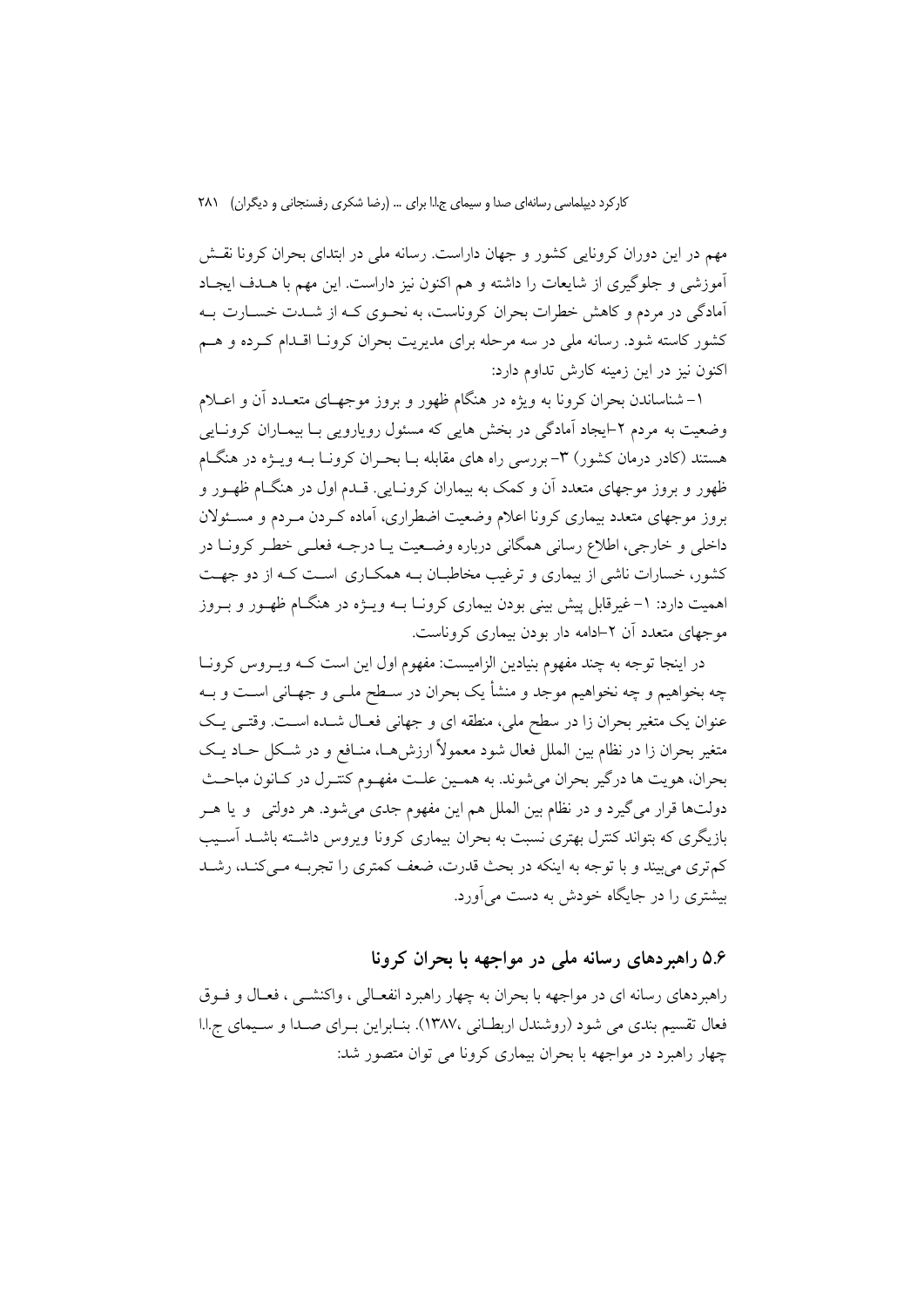مهم در این دوران کرونایی کشور و جهان داراست. رسانه ملی در ابتدای بحران کرونا نقش آموزشی و جلوگیری از شایعات را داشته و هم اکنون نیز داراست. این مهم با هدف ایجاد آمادگی در مردم و کاهش خطرات بحران کروناست، به نحوی که از شدت خسارت به کشور کاسته شود. رسانه ملی در سه مرحله برای مدیریت بحران کرونا اقدام کرده و هم اکنون نیز در این زمینه کارش تداوم دارد:

۱- شناساندن بحران کرونا به ویژه در هنگام ظهور و بروز موجهای متعدد آن و اعلام وضعیت به مردم ۲-ایجاد آمادگی در بخش هایی که مسئول رویارویی با بیماران کرونایی هستند (کادر درمان کشور) ۳- بررسی راه های مقابله با بحران کرونا به ویژه در هنگام ظهور و بروز موجهای متعدد آن و کمک به بیماران کرونایی. قدم اول در هنگام ظهور و بروز موجهای متعدد بیماری کرونا اعلام وضعیت اضطراری، آماده کردن مردم و مسئولان داخلی و خارجی، اطلاع رسانی همگانی درباره وضعیت یا درجه فعلی خطر کرونا در کشور، خسارات ناشی از بیماری و ترغیب مخاطبان به همکاری است که از دو جهت اهمیت دارد: ۱- غیرقابل پیش بینی بودن بیماری کرونا به ویژه در هنگام ظهور و بروز موجهای متعدد آن ۲-ادامه دار بودن بیماری کروناست.

در اینجا توجه به چند مفهوم بنیادین الزامیست: مفهوم اول این است که ویروس کرونا چه بخواهیم و چه نخواهیم موجد و منشأ یک بحران در سطح ملی و جهانی است و به عنوان یک متغیر بحران زا در سطح ملی، منطقه ای و جهانی فعال شده است. وقتی یک متغیر بحران زا در نظام بین الملل فعال شود معمولاً ارزش‌ها، منافع و در شکل حاد یک بحران، هویت ها درگیر بحران می‌شوند. به همین علت مفهوم کنترل در کانون مباحث دولت‌ها قرار می‌گیرد و در نظام بین الملل هم این مفهوم جدی می‌شود. هر دولتی و یا هر بازیگری که بتواند کنترل بهتری نسبت به بحران بیماری کرونا ویروس داشته باشد آسیب کم‌تری می‌بیند و با توجه به اینکه در بحث قدرت، ضعف کمتری را تجربه می‌کند، رشد بیشتری را در جایگاه خودش به دست می‌آورد.

## ۵.۶ راهبردهای رسانه ملی در مواجهه با بحران کرونا

راهبردهای رسانه ای در مواجهه با بحران به چهار راهبرد انفعالی ، واکنشی ، فعال و فوق فعال تقسیم بندی می شود (روشندل اربطانی ،۱۳۸۷). بنابراین برای صدا و سیمای ج.ا.ا چهار راهبرد در مواجهه با بحران بیماری کرونا می توان متصور شد: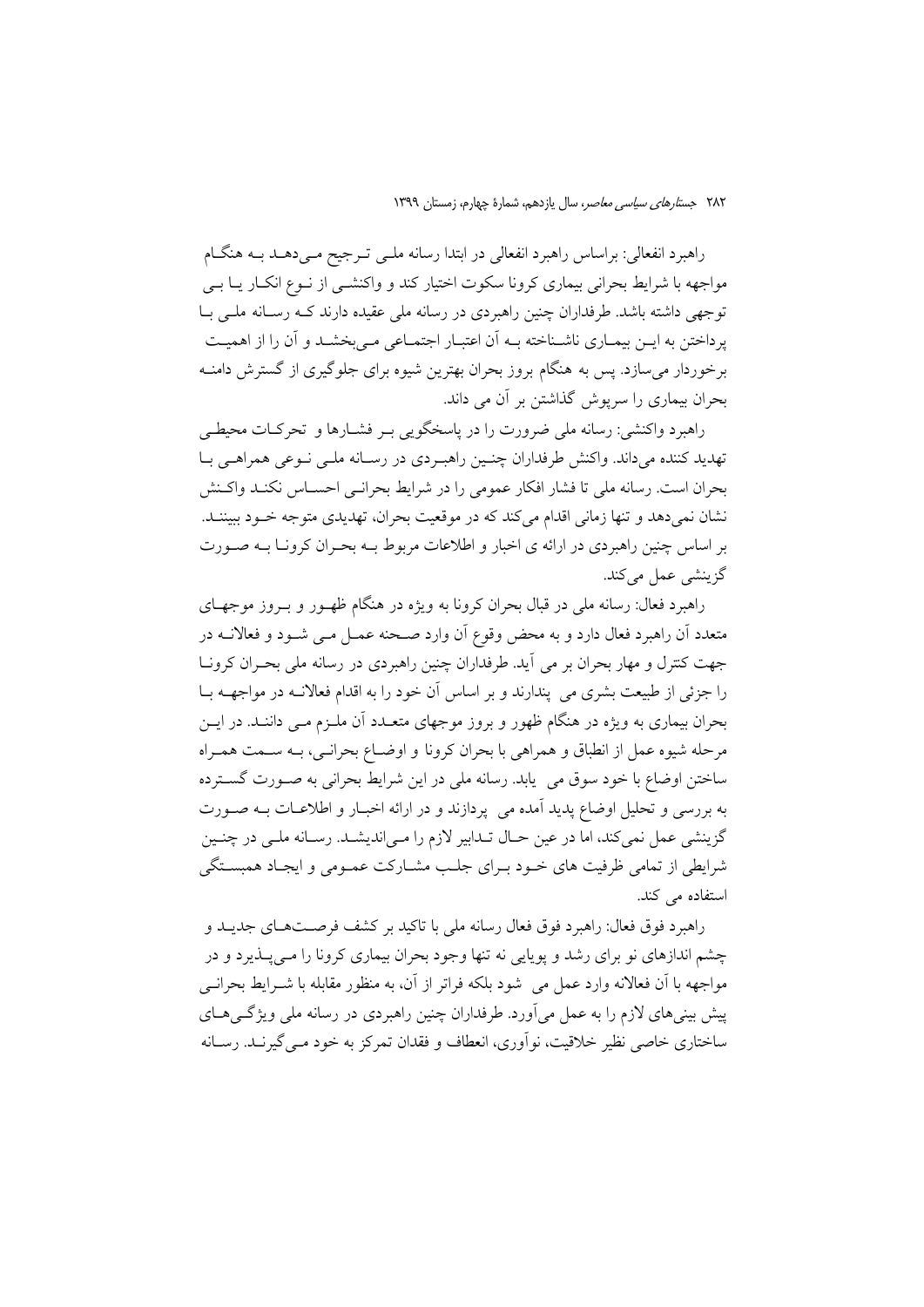راهبرد انفعالی: براساس راهبرد انفعالی در ابتدا رسانه ملی ترجیح می‌دهد به هنگام مواجهه با شرایط بحرانی بیماری کرونا سکوت اختیار کند و واکنشی از نوع انکار یا بی توجهی داشته باشد. طرفداران چنین راهبردی در رسانه ملی عقیده دارند که رسانه ملی با پرداختن به این بیماری ناشناخته به آن اعتبار اجتماعی می‌بخشد و آن را از اهمیت برخوردار می‌سازد. پس به هنگام بروز بحران بهترین شیوه برای جلوگیری از گسترش دامنه بحران بیماری را سرپوش گذاشتن بر آن می داند.

راهبرد واکنشی: رسانه ملی ضرورت را در پاسخگویی بر فشارها و تحرکات محیطی تهدید کننده می‌داند. واکنش طرفداران چنین راهبردی در رسانه ملی نوعی همراهی با بحران است. رسانه ملی تا فشار افکار عمومی را در شرایط بحرانی احساس نکند واکنش نشان نمی‌دهد و تنها زمانی اقدام می‌کند که در موقعیت بحران، تهدیدی متوجه خود ببینند. بر اساس چنین راهبردی در ارائه ی اخبار و اطلاعات مربوط به بحران کرونا به صورت گزینشی عمل می‌کند.

راهبرد فعال: رسانه ملی در قبال بحران کرونا به ویژه در هنگام ظهور و بروز موجهای متعدد آن راهبرد فعال دارد و به محض وقوع آن وارد صحنه عمل می شود و فعالانه در جهت کنترل و مهار بحران بر می آید. طرفداران چنین راهبردی در رسانه ملی بحران کرونا را جزئی از طبیعت بشری می پندارند و بر اساس آن خود را به اقدام فعالانه در مواجهه با بحران بیماری به ویژه در هنگام ظهور و بروز موجهای متعدد آن ملزم می دانند. در این مرحله شیوه عمل از انطباق و همراهی با بحران کرونا و اوضاع بحرانی، به سمت همراه ساختن اوضاع با خود سوق می یابد. رسانه ملی در این شرایط بحرانی به صورت گسترده به بررسی و تحلیل اوضاع پدید آمده می پردازند و در ارائه اخبار و اطلاعات به صورت گزینشی عمل نمی‌کند، اما در عین حال تدابیر لازم را می‌اندیشد. رسانه ملی در چنین شرایطی از تمامی ظرفیت های خود برای جلب مشارکت عمومی و ایجاد همبستگی استفاده می کند.

راهبرد فوق فعال: راهبرد فوق فعال رسانه ملی با تاکید بر کشف فرصت‌های جدید و چشم اندازهای نو برای رشد و پویایی نه تنها وجود بحران بیماری کرونا را می‌پذیرد و در مواجهه با آن فعالانه وارد عمل می شود بلکه فراتر از آن، به منظور مقابله با شرایط بحرانی پیش بینی‌های لازم را به عمل می‌آورد. طرفداران چنین راهبردی در رسانه ملی ویژگی‌های ساختاری خاصی نظیر خلاقیت، نوآوری، انعطاف و فقدان تمرکز به خود می‌گیرند. رسانه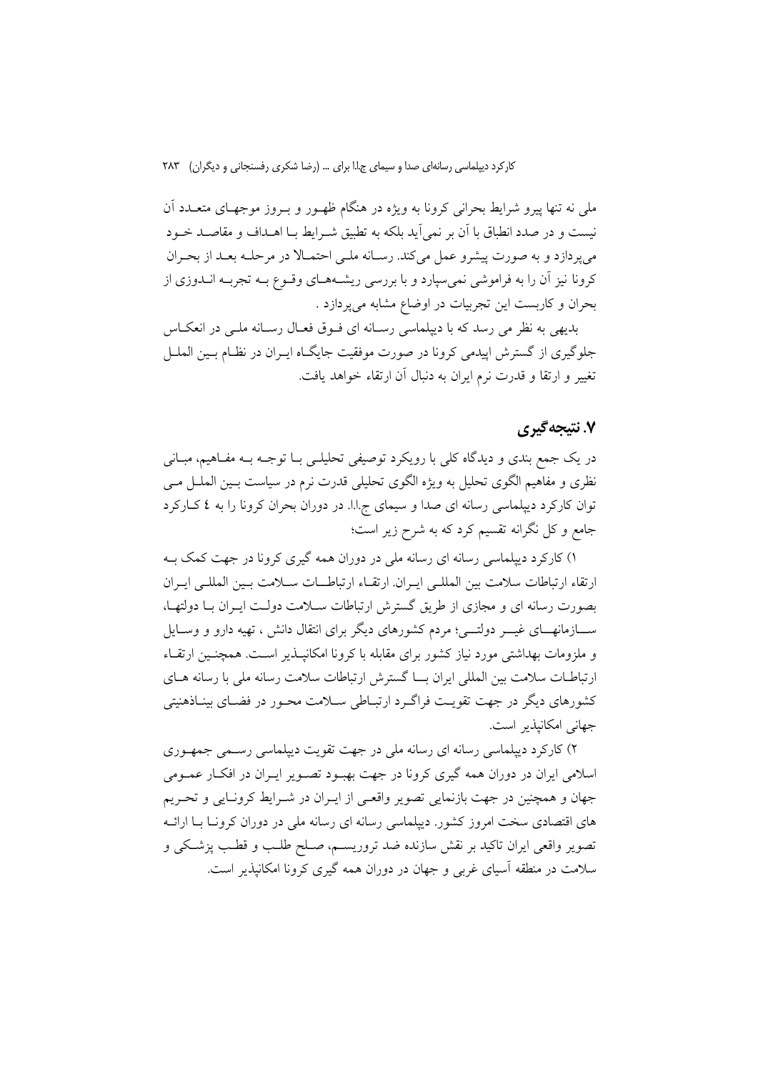ملی نه تنها پیرو شرایط بحرانی کرونا به ویژه در هنگام ظهـور و بـروز موجهـای متعـدد آن نیست و در صدد انطباق با آن بر نمی‌آید بلکه به تطبیق شـرایط بـا اهـداف و مقاصـد خـود می‌پردازد و به صورت پیشرو عمل می‌کند. رسـانه ملـی احتمـالا در مرحلـه بعـد از بحـران کرونا نیز آن را به فراموشی نمی‌سپارد و با بررسی ریشـه‌هـای وقـوع بـه تجربـه انـدوزی از بحران و کاربست این تجربیات در اوضاع مشابه می‌پردازد .

بدیهی به نظر می رسد که با دیپلماسی رسـانه ای فـوق فعـال رسـانه ملـی در انعکـاس جلوگیری از گسترش اپیدمی کرونا در صورت موفقیت جایگـاه ایـران در نظـام بـین الملـل تغییر و ارتقا و قدرت نرم ایران به دنبال آن ارتقاء خواهد یافت.

## ۷. نتیجه‌گیری

در یک جمع بندی و دیدگاه کلی با رویکرد توصیفی تحلیلـی بـا توجـه بـه مفـاهیم، مبـانی نظری و مفاهیم الگوی تحلیل به ویژه الگوی تحلیلی قدرت نرم در سیاست بـین الملـل مـی توان کارکرد دیپلماسی رسانه ای صدا و سیمای ج.ا.ا. در دوران بحران کرونا را به ٤ کـارکرد جامع و کل نگرانه تقسیم کرد که به شرح زیر است؛

۱) کارکرد دیپلماسی رسانه ای رسانه ملی در دوران همه گیری کرونا در جهت کمک بـه ارتقاء ارتباطات سلامت بین المللی ایـران. ارتقـاء ارتباطـات سـلامت بـین المللـی ایـران بصورت رسانه ای و مجازی از طریق گسترش ارتباطات سـلامت دولـت ایـران بـا دولتهـا، سـازمانهـای غیـر دولتـی؛ مردم کشورهای دیگر برای انتقال دانش ، تهیه دارو و وسـایل و ملزومات بهداشتی مورد نیاز کشور برای مقابله با کرونا امکانپـذیر اسـت. همچنـین ارتقـاء ارتباطـات سلامت بین المللی ایران بـا گسترش ارتباطات سلامت رسانه ملی با رسانه هـای کشورهای دیگر در جهت تقویـت فراگـرد ارتبـاطی سـلامت محـور در فضـای بینـاذهنیتی جهانی امکانپذیر است.

۲) کارکرد دیپلماسی رسانه ای رسانه ملی در جهت تقویت دیپلماسی رسـمی جمهـوری اسلامی ایران در دوران همه گیری کرونا در جهت بهبـود تصـویر ایـران در افکـار عمـومی جهان و همچنین در جهت بازنمایی تصویر واقعـی از ایـران در شـرایط کرونـایی و تحـریم های اقتصادی سخت امروز کشور. دیپلماسی رسانه ای رسانه ملی در دوران کرونـا بـا ارائـه تصویر واقعی ایران تاکید بر نقش سازنده ضد تروریسـم، صـلح طلـب و قطـب پزشـکی و سلامت در منطقه آسیای غربی و جهان در دوران همه گیری کرونا امکانپذیر است.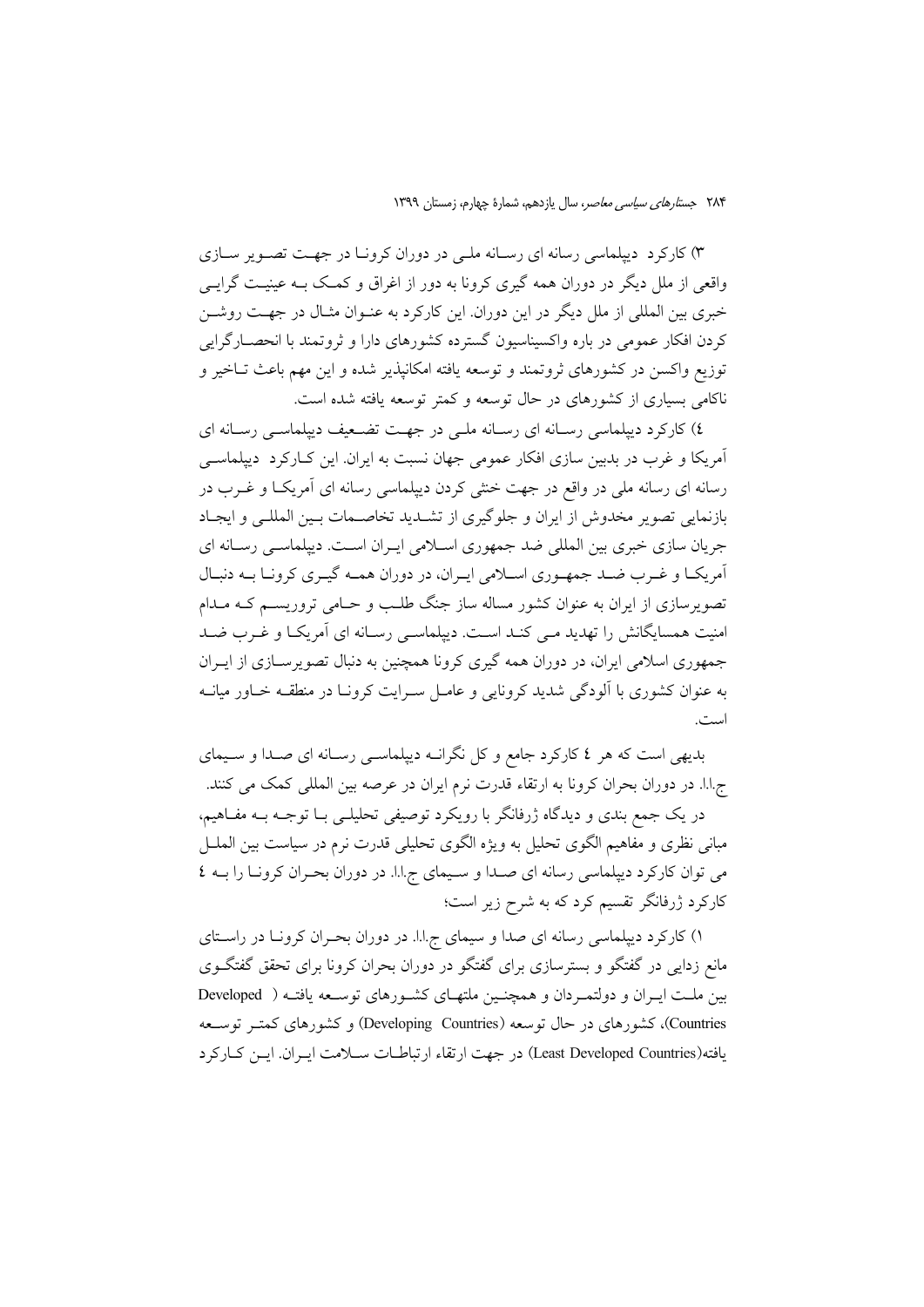۳) کارکرد دیپلماسی رسانه ای رسانه ملی در دوران کرونا در جهت تصویر سازی واقعی از ملل دیگر در دوران همه گیری کرونا به دور از اغراق و کمک به عینیت گرایی خبری بین المللی از ملل دیگر در این دوران. این کارکرد به عنوان مثال در جهت روشن کردن افکار عمومی در باره واکسیناسیون گسترده کشورهای دارا و ثروتمند با انحصارگرایی توزیع واکسن در کشورهای ثروتمند و توسعه یافته امکانپذیر شده و این مهم باعث تاخیر و ناکامی بسیاری از کشورهای در حال توسعه و کمتر توسعه یافته شده است.

٤) کارکرد دیپلماسی رسانه ای رسانه ملی در جهت تضعیف دیپلماسی رسانه ای آمریکا و غرب در بدبین سازی افکار عمومی جهان نسبت به ایران. این کارکرد دیپلماسی رسانه ای رسانه ملی در واقع در جهت خنثی کردن دیپلماسی رسانه ای آمریکا و غرب در بازنمایی تصویر مخدوش از ایران و جلوگیری از تشدید تخاصمات بین المللی و ایجاد جریان سازی خبری بین المللی ضد جمهوری اسلامی ایران است. دیپلماسی رسانه ای آمریکا و غرب ضد جمهوری اسلامی ایران، در دوران همه گیری کرونا به دنبال تصویرسازی از ایران به عنوان کشور مساله ساز جنگ طلب و حامی تروریسم که مدام امنیت همسایگانش را تهدید می کند است. دیپلماسی رسانه ای آمریکا و غرب ضد جمهوری اسلامی ایران، در دوران همه گیری کرونا همچنین به دنبال تصویرسازی از ایران به عنوان کشوری با آلودگی شدید کرونایی و عامل سرایت کرونا در منطقه خاور میانه است.

بدیهی است که هر ٤ کارکرد جامع و کل نگرانه دیپلماسی رسانه ای صدا و سیمای ج.ا.ا. در دوران بحران کرونا به ارتقاء قدرت نرم ایران در عرصه بین المللی کمک می کنند.

در یک جمع بندی و دیدگاه ژرفانگر با رویکرد توصیفی تحلیلی با توجه به مفاهیم، مبانی نظری و مفاهیم الگوی تحلیل به ویژه الگوی تحلیلی قدرت نرم در سیاست بین الملل می توان کارکرد دیپلماسی رسانه ای صدا و سیمای ج.ا.ا. در دوران بحران کرونا را به ٤ کارکرد ژرفانگر تقسیم کرد که به شرح زیر است؛

۱) کارکرد دیپلماسی رسانه ای صدا و سیمای ج.ا.ا. در دوران بحران کرونا در راستای مانع زدایی در گفتگو و بسترسازی برای گفتگو در دوران بحران کرونا برای تحقق گفتگوی بین ملت ایران و دولتمردان و همچنین ملتهای کشورهای توسعه یافته ( Developed Countries)، کشورهای در حال توسعه (Developing Countries) و کشورهای کمتر توسعه یافته(Least Developed Countries) در جهت ارتقاء ارتباطات سلامت ایران. این کارکرد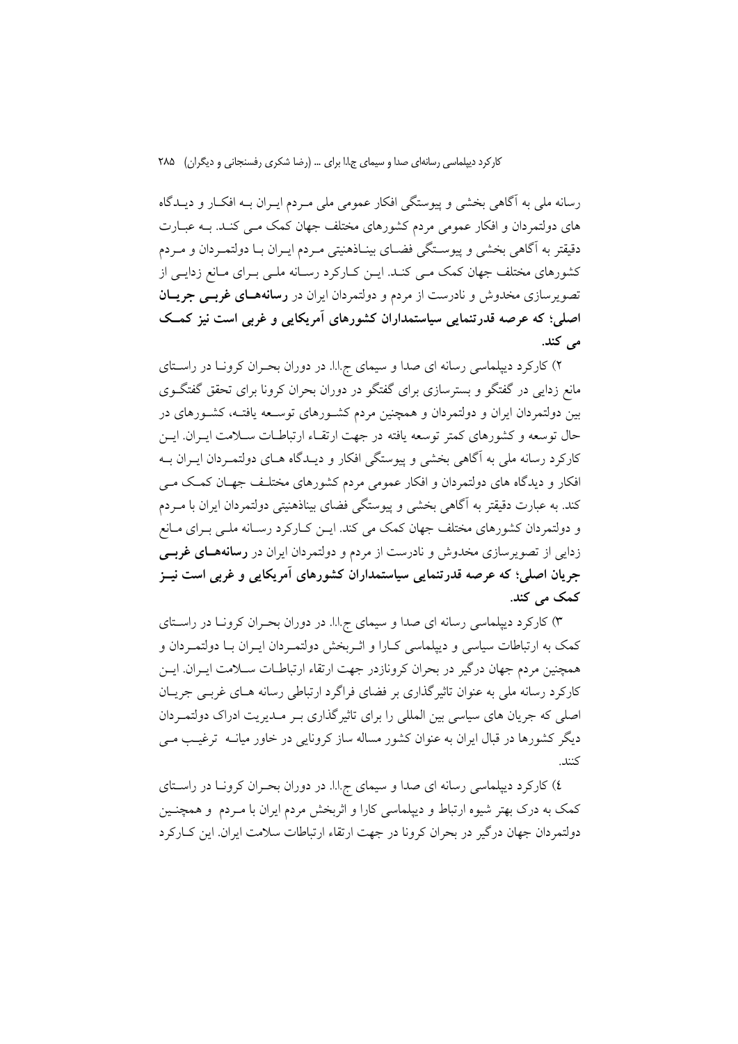رسانه ملی به آگاهی بخشی و پیوستگی افکار عمومی ملی مـردم ایـران بـه افکـار و دیـدگاه های دولتمردان و افکار عمومی مردم کشورهای مختلف جهان کمک مـی کنـد. بـه عبـارت دقیقتر به آگاهی بخشی و پیوسـتگی فضـای بینـاذهنیتی مـردم ایـران بـا دولتمـردان و مـردم کشورهای مختلف جهان کمک مـی کنـد. ایـن کـارکرد رسـانه ملـی بـرای مـانع زدایـی از تصویرسازی مخدوش و نادرست از مردم و دولتمردان ایران در **رسانه‌هـای غربـی جریـان اصلی؛ که عرصه قدرتنمایی سیاستمداران کشورهای آمریکایی و غربی است نیز کمـک می کند.**

۲) کارکرد دیپلماسی رسانه ای صدا و سیمای ج.ا.ا. در دوران بحـران کرونـا در راسـتای مانع زدایی در گفتگو و بسترسازی برای گفتگو در دوران بحران کرونا برای تحقق گفتگـوی بین دولتمردان ایران و دولتمردان و همچنین مردم کشـورهای توسـعه یافتـه، کشـورهای در حال توسعه و کشورهای کمتر توسعه یافته در جهت ارتقـاء ارتباطـات سـلامت ایـران. ایـن کارکرد رسانه ملی به آگاهی بخشی و پیوستگی افکار و دیـدگاه هـای دولتمـردان ایـران بـه افکار و دیدگاه های دولتمردان و افکار عمومی مردم کشورهای مختلـف جهـان کمـک مـی کند. به عبارت دقیقتر به آگاهی بخشی و پیوستگی فضای بیناذهنیتی دولتمردان ایران با مـردم و دولتمردان کشورهای مختلف جهان کمک می کند. ایـن کـارکرد رسـانه ملـی بـرای مـانع زدایی از تصویرسازی مخدوش و نادرست از مردم و دولتمردان ایران در **رسانه‌هـای غربـی جریان اصلی؛ که عرصه قدرتنمایی سیاستمداران کشورهای آمریکایی و غربی است نیـز کمک می کند.**

۳) کارکرد دیپلماسی رسانه ای صدا و سیمای ج.ا.ا. در دوران بحـران کرونـا در راسـتای کمک به ارتباطات سیاسی و دیپلماسی کـارا و اثـربخش دولتمـردان ایـران بـا دولتمـردان و همچنین مردم جهان درگیر در بحران کرونازدر جهت ارتقاء ارتباطـات سـلامت ایـران. ایـن کارکرد رسانه ملی به عنوان تاثیرگذاری بر فضای فراگرد ارتباطی رسانه هـای غربـی جریـان اصلی که جریان های سیاسی بین المللی را برای تاثیرگذاری بـر مـدیریت ادراک دولتمـردان دیگر کشورها در قبال ایران به عنوان کشور مساله ساز کرونایی در خاور میانـه ترغیـب مـی کنند.

٤) کارکرد دیپلماسی رسانه ای صدا و سیمای ج.ا.ا. در دوران بحـران کرونـا در راسـتای کمک به درک بهتر شیوه ارتباط و دیپلماسی کارا و اثربخش مردم ایران با مـردم و همچنـین دولتمردان جهان درگیر در بحران کرونا در جهت ارتقاء ارتباطات سلامت ایران. این کـارکرد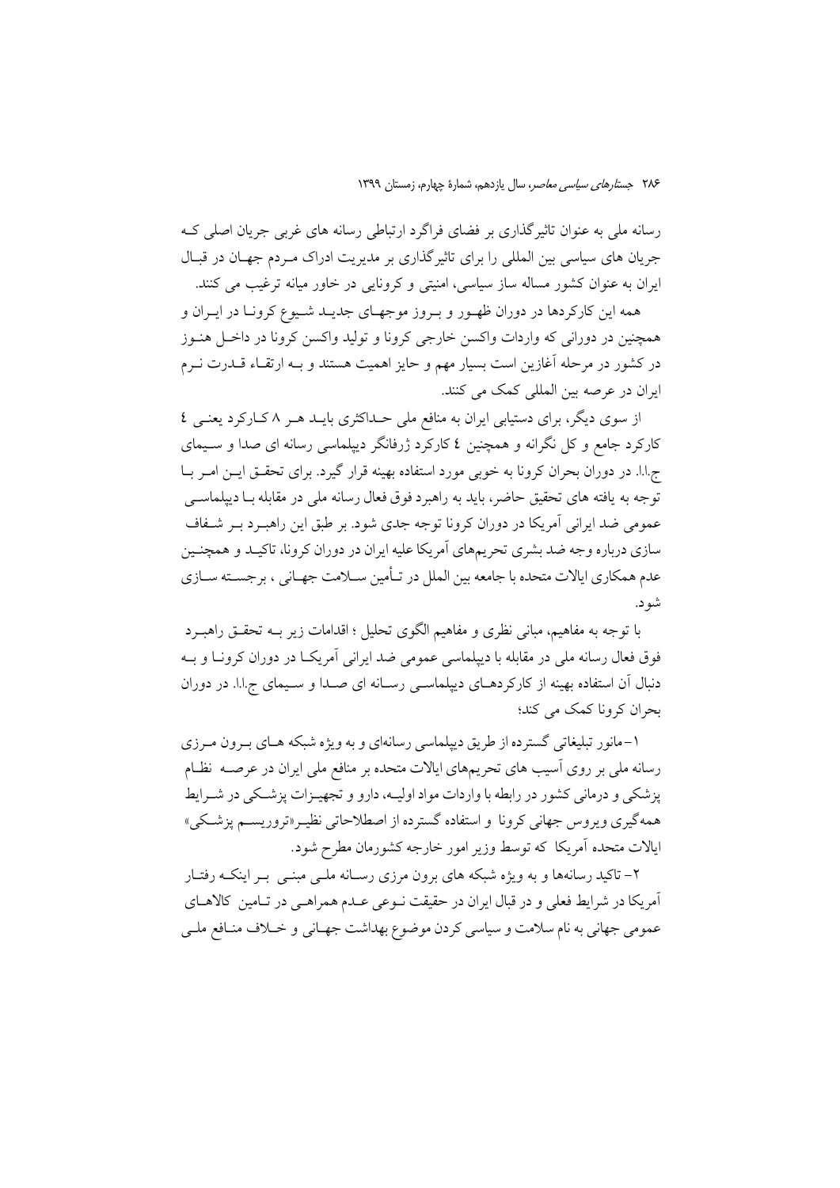رسانه ملی به عنوان تاثیرگذاری بر فضای فراگرد ارتباطی رسانه های غربی جریان اصلی که جریان های سیاسی بین المللی را برای تاثیرگذاری بر مدیریت ادراک مردم جهان در قبال ایران به عنوان کشور مساله ساز سیاسی، امنیتی و کرونایی در خاور میانه ترغیب می کنند.

همه این کارکردها در دوران ظهور و بروز موجهای جدید شیوع کرونا در ایران و همچنین در دورانی که واردات واکسن خارجی کرونا و تولید واکسن کرونا در داخل هنوز در کشور در مرحله آغازین است بسیار مهم و حایز اهمیت هستند و به ارتقاء قدرت نرم ایران در عرصه بین المللی کمک می کنند.

از سوی دیگر، برای دستیابی ایران به منافع ملی حداکثری باید هر ۸ کارکرد یعنی ٤ کارکرد جامع و کل نگرانه و همچنین ٤ کارکرد ژرفانگر دیپلماسی رسانه ای صدا و سیمای ج.ا.ا. در دوران بحران کرونا به خوبی مورد استفاده بهینه قرار گیرد. برای تحقق این امر با توجه به یافته های تحقیق حاضر، باید به راهبرد فوق فعال رسانه ملی در مقابله با دیپلماسی عمومی ضد ایرانی آمریکا در دوران کرونا توجه جدی شود. بر طبق این راهبرد بر شفاف سازی درباره وجه ضد بشری تحریم‌های آمریکا علیه ایران در دوران کرونا، تاکید و همچنین عدم همکاری ایالات متحده با جامعه بین الملل در تأمین سلامت جهانی ، برجسته سازی شود.

با توجه به مفاهیم، مبانی نظری و مفاهیم الگوی تحلیل ؛ اقدامات زیر به تحقق راهبرد فوق فعال رسانه ملی در مقابله با دیپلماسی عمومی ضد ایرانی آمریکا در دوران کرونا و به دنبال آن استفاده بهینه از کارکردهای دیپلماسی رسانه ای صدا و سیمای ج.ا.ا. در دوران بحران کرونا کمک می کند؛

۱- مانور تبلیغاتی گسترده از طریق دیپلماسی رسانه‌ای و به ویژه شبکه های برون مرزی رسانه ملی بر روی آسیب های تحریم‌های ایالات متحده بر منافع ملی ایران در عرصه نظام پزشکی و درمانی کشور در رابطه با واردات مواد اولیه، دارو و تجهیزات پزشکی در شرایط همه‌گیری ویروس جهانی کرونا و استفاده گسترده از اصطلاحاتی نظیر«تروریسم پزشکی» ایالات متحده آمریکا که توسط وزیر امور خارجه کشورمان مطرح شود.

۲- تاکید رسانه‌ها و به ویژه شبکه های برون مرزی رسانه ملی مبنی بر اینکه رفتار آمریکا در شرایط فعلی و در قبال ایران در حقیقت نوعی عدم همراهی در تامین کالاهای عمومی جهانی به نام سلامت و سیاسی کردن موضوع بهداشت جهانی و خلاف منافع ملی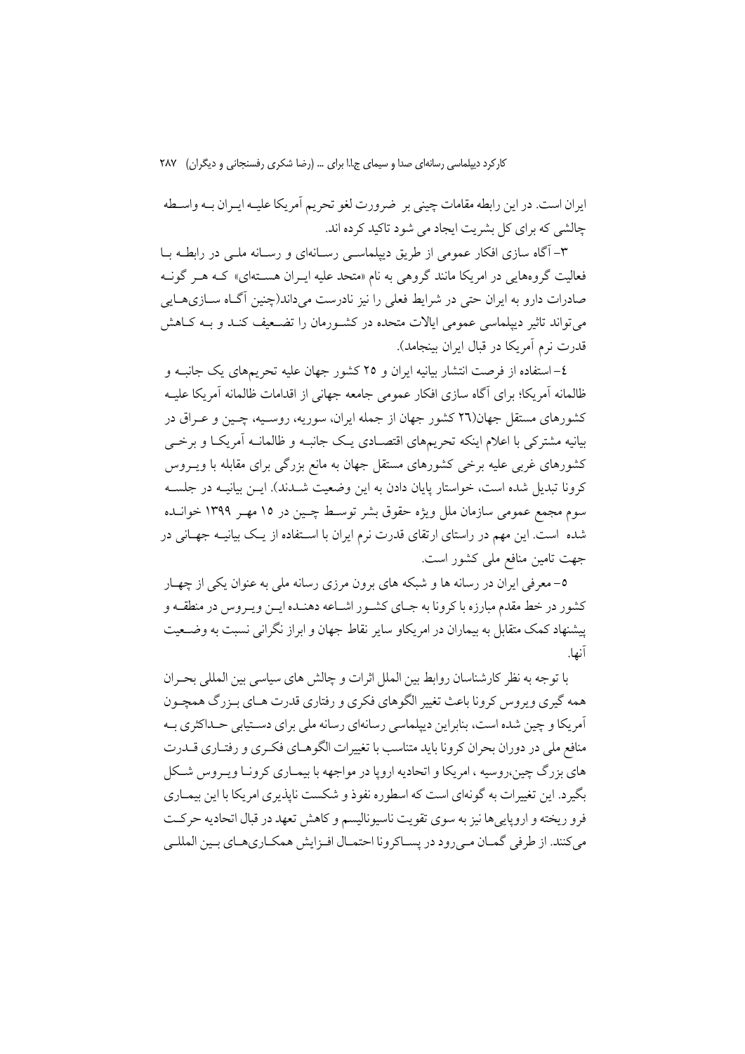ایران است. در این رابطه مقامات چینی بر ضرورت لغو تحریم آمریکا علیه ایران به واسطه چالشی که برای کل بشریت ایجاد می شود تاکید کرده اند.

۳- آگاه سازی افکار عمومی از طریق دیپلماسی رسانه‌ای و رسانه ملی در رابطه با فعالیت گروههایی در امریکا مانند گروهی به نام «متحد علیه ایران هسته‌ای» که هر گونه صادرات دارو به ایران حتی در شرایط فعلی را نیز نادرست می‌داند(چنین آگاه سازی‌هایی می‌تواند تاثیر دیپلماسی عمومی ایالات متحده در کشورمان را تضعیف کند و به کاهش قدرت نرم آمریکا در قبال ایران بینجامد).

٤- استفاده از فرصت انتشار بیانیه ایران و ۲۵ کشور جهان علیه تحریمهای یک جانبه و ظالمانه آمریکا؛ برای آگاه سازی افکار عمومی جامعه جهانی از اقدامات ظالمانه آمریکا علیه کشورهای مستقل جهان(٢٦ کشور جهان از جمله ایران، سوریه، روسیه، چین و عراق در بیانیه مشترکی با اعلام اینکه تحریمهای اقتصادی یک جانبه و ظالمانه آمریکا و برخی کشورهای غربی علیه برخی کشورهای مستقل جهان به مانع بزرگی برای مقابله با ویروس کرونا تبدیل شده است، خواستار پایان دادن به این وضعیت شدند). این بیانیه در جلسه سوم مجمع عمومی سازمان ملل ویژه حقوق بشر توسط چین در ۱۵ مهر ۱۳۹۹ خوانده شده است. این مهم در راستای ارتقای قدرت نرم ایران با استفاده از یک بیانیه جهانی در جهت تامین منافع ملی کشور است.

۵- معرفی ایران در رسانه ها و شبکه های برون مرزی رسانه ملی به عنوان یکی از چهار کشور در خط مقدم مبارزه با کرونا به جای کشور اشاعه دهنده این ویروس در منطقه و پیشنهاد کمک متقابل به بیماران در امریکاو سایر نقاط جهان و ابراز نگرانی نسبت به وضعیت آنها.

با توجه به نظر کارشناسان روابط بین الملل اثرات و چالش های سیاسی بین المللی بحران همه گیری ویروس کرونا باعث تغییر الگوهای فکری و رفتاری قدرت های بزرگ همچون آمریکا و چین شده است، بنابراین دیپلماسی رسانه‌ای رسانه ملی برای دستیابی حداکثری به منافع ملی در دوران بحران کرونا باید متناسب با تغییرات الگوهای فکری و رفتاری قدرت های بزرگ چین،روسیه ، امریکا و اتحادیه اروپا در مواجهه با بیماری کرونا ویروس شکل بگیرد. این تغییرات به گونه‌ای است که اسطوره نفوذ و شکست ناپذیری امریکا با این بیماری فرو ریخته و اروپایی‌ها نیز به سوی تقویت ناسیونالیسم و کاهش تعهد در قبال اتحادیه حرکت می‌کنند. از طرفی گمان می‌رود در پساکرونا احتمال افزایش همکاری‌های بین المللی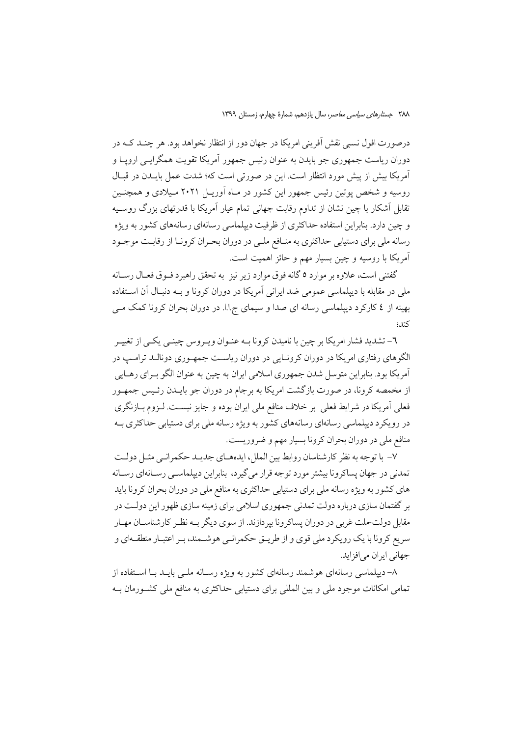درصورت افول نسبی نقش آفرینی امریکا در جهان دور از انتظار نخواهد بود. هر چند که در دوران ریاست جمهوری جو بایدن به عنوان رئیس جمهور آمریکا تقویت همگرایی اروپا و آمریکا بیش از پیش مورد انتظار است. این در صورتی است که؛ شدت عمل بایدن در قبال روسیه و شخص پوتین رئیس جمهور این کشور در ماه آوریل ۲۰۲۱ میلادی و همچنین تقابل آشکار با چین نشان از تداوم رقابت جهانی تمام عیار آمریکا با قدرتهای بزرگ روسیه و چین دارد. بنابراین استفاده حداکثری از ظرفیت دیپلماسی رسانه‌ای رسانه‌های کشور به ویژه رسانه ملی برای دستیابی حداکثری به منافع ملی در دوران بحران کرونا از رقابت موجود آمریکا با روسیه و چین بسیار مهم و حائز اهمیت است.

گفتنی است، علاوه بر موارد ۵ گانه فوق موارد زیر نیز به تحقق راهبرد فوق فعال رسانه ملی در مقابله با دیپلماسی عمومی ضد ایرانی آمریکا در دوران کرونا و به دنبال آن استفاده بهینه از ٤ کارکرد دیپلماسی رسانه ای صدا و سیمای ج.ا.ا. در دوران بحران کرونا کمک می کند؛

٦- تشدید فشار امریکا بر چین با نامیدن کرونا به عنوان ویروس چینی یکی از تغییر الگوهای رفتاری امریکا در دوران کرونایی در دوران ریاست جمهوری دونالد ترامپ در آمریکا بود. بنابراین متوسل شدن جمهوری اسلامی ایران به چین به عنوان الگو برای رهایی از مخمصه کرونا، در صورت بازگشت امریکا به برجام در دوران جو بایدن رئیس جمهور فعلی آمریکا در شرایط فعلی بر خلاف منافع ملی ایران بوده و جایز نیست. لزوم بازنگری در رویکرد دیپلماسی رسانه‌ای رسانه‌های کشور به ویژه رسانه ملی برای دستیابی حداکثری به منافع ملی در دوران بحران کرونا بسیار مهم و ضروریست.

۷- با توجه به نظر کارشناسان روابط بین الملل، ایده‌های جدید حکمرانی مثل دولت تمدنی در جهان پساکرونا بیشتر مورد توجه قرار می‌گیرد، بنابراین دیپلماسی رسانه‌ای رسانه های کشور به ویژه رسانه ملی برای دستیابی حداکثری به منافع ملی در دوران بحران کرونا باید بر گفتمان سازی درباره دولت تمدنی جمهوری اسلامی برای زمینه سازی ظهور این دولت در مقابل دولت-ملت غربی در دوران پساکرونا بپردازند. از سوی دیگر به نظر کارشناسان مهار سریع کرونا با یک رویکرد ملی قوی و از طریق حکمرانی هوشمند، بر اعتبار منطقه‌ای و جهانی ایران می‌افزاید.

۸- دیپلماسی رسانه‌ای هوشمند رسانه‌ای کشور به ویژه رسانه ملی باید با استفاده از تمامی امکانات موجود ملی و بین المللی برای دستیابی حداکثری به منافع ملی کشورمان به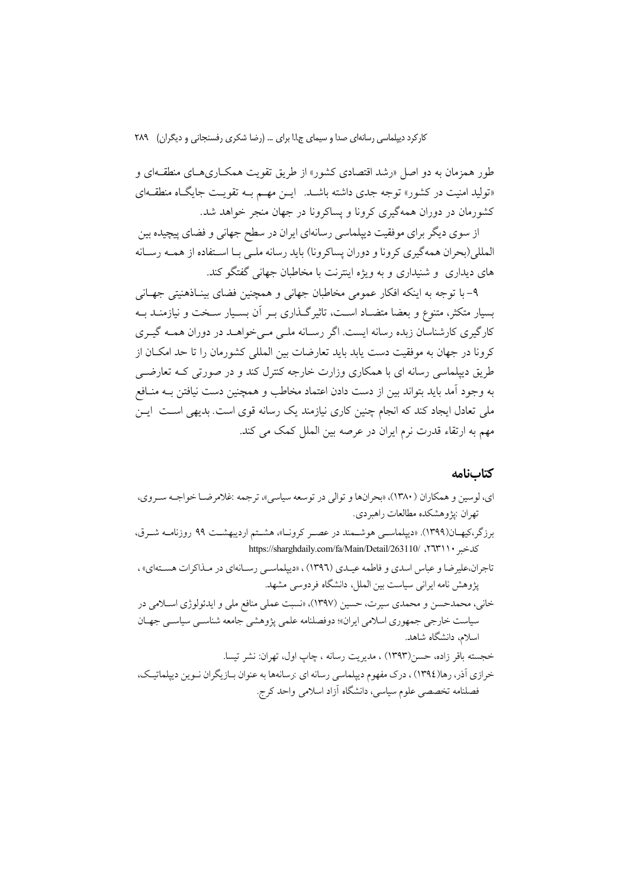طور همزمان به دو اصل «رشد اقتصادی کشور» از طریق تقویت همکاری‌های منطقه‌ای و «تولید امنیت در کشور» توجه جدی داشته باشد. این مهم به تقویت جایگاه منطقه‌ای کشورمان در دوران همه‌گیری کرونا و پساکرونا در جهان منجر خواهد شد.

از سوی دیگر برای موفقیت دیپلماسی رسانه‌ای ایران در سطح جهانی و فضای پیچیده بین المللی (بحران همه‌گیری کرونا و دوران پساکرونا) باید رسانه ملی با استفاده از همه رسانه های دیداری و شنیداری و به ویژه اینترنت با مخاطبان جهانی گفتگو کند.

۹- با توجه به اینکه افکار عمومی مخاطبان جهانی و همچنین فضای بیناذهنیتی جهانی بسیار متکثر، متنوع و بعضا متضاد است، تاثیرگذاری بر آن بسیار سخت و نیازمند به کارگیری کارشناسان زبده رسانه ایست. اگر رسانه ملی می‌خواهد در دوران همه گیری کرونا در جهان به موفقیت دست یابد باید تعارضات بین المللی کشورمان را تا حد امکان از طریق دیپلماسی رسانه ای با همکاری وزارت خارجه کنترل کند و در صورتی که تعارضی به وجود آمد باید بتواند بین از دست دادن اعتماد مخاطب و همچنین دست نیافتن به منافع ملی تعادل ایجاد کند که انجام چنین کاری نیازمند یک رسانه قوی است. بدیهی است این مهم به ارتقاء قدرت نرم ایران در عرصه بین الملل کمک می کند.

## کتاب‌نامه

ای، لوسین و همکاران (۱۳۸۰)، «بحران‌ها و توالی در توسعه سیاسی»، ترجمه :غلامرضا خواجه سروی، تهران :پژوهشکده مطالعات راهبردی.

برزگر،کیهان(۱۳۹۹). «دیپلماسی هوشمند در عصر کرونا»، هشتم اردیبهشت ۹۹ روزنامه شرق، کدخبر ۲٦۳۱۱۰، https://sharghdaily.com/fa/Main/Detail/263110/

تاجران،علیرضا و عباس اسدی و فاطمه عیدی (۱۳۹٦) ، «دیپلماسی رسانه‌ای در مذاکرات هسته‌ای» ، پژوهش نامه ایرانی سیاست بین الملل، دانشگاه فردوسی مشهد.

خانی، محمدحسن و محمدی سیرت، حسین (۱۳۹۷)، «نسبت عملی منافع ملی و ایدئولوژی اسلامی در سیاست خارجی جمهوری اسلامی ایران»؛ دوفصلنامه علمی پژوهشی جامعه شناسی سیاسی جهان اسلام، دانشگاه شاهد.

خجسته باقر زاده، حسن(۱۳۹۳) ، مدیریت رسانه ، چاپ اول، تهران: نشر تیسا.

خرازی آذر، رها(۱۳۹٤) ، درک مفهوم دیپلماسی رسانه ای :رسانه‌ها به عنوان بازیگران نوین دیپلماتیک، فصلنامه تخصصی علوم سیاسی، دانشگاه آزاد اسلامی واحد کرج.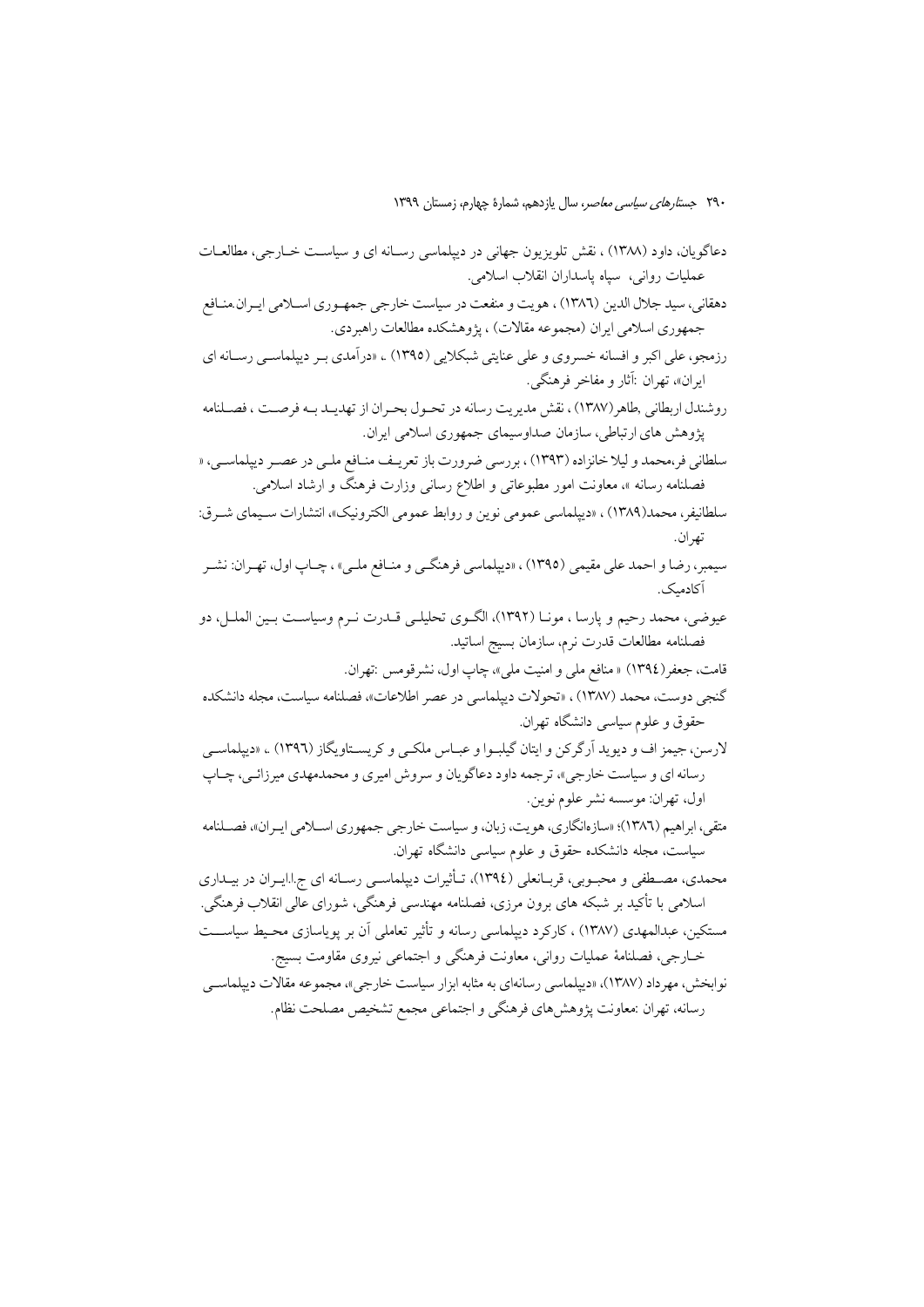دعاگویان، داود (۱۳۸۸) ، نقش تلویزیون جهانی در دیپلماسی رسانه ای و سیاست خارجی، مطالعات عملیات روانی، سپاه پاسداران انقلاب اسلامی.

دهقانی، سید جلال الدین (۱۳۸٦) ، هویت و منفعت در سیاست خارجی جمهوری اسلامی ایران.منافع جمهوری اسلامی ایران (مجموعه مقالات) ، پژوهشکده مطالعات راهبردی.

رزمجو، علی اکبر و افسانه خسروی و علی عنایتی شبکلایی (۱۳۹۵) ، «درآمدی بر دیپلماسی رسانه ای ایران»، تهران :آثار و مفاخر فرهنگی.

روشندل اربطانی ,طاهر(۱۳۸۷) ، نقش مدیریت رسانه در تحول بحران از تهدید به فرصت ، فصلنامه پژوهش های ارتباطی، سازمان صداوسیمای جمهوری اسلامی ایران.

سلطانی فر،محمد و لیلا خانزاده (۱۳۹۳) ، بررسی ضرورت باز تعریف منافع ملی در عصر دیپلماسی، « فصلنامه رسانه »، معاونت امور مطبوعاتی و اطلاع رسانی وزارت فرهنگ و ارشاد اسلامی.

سلطانیفر، محمد(۱۳۸۹) ، «دیپلماسی عمومی نوین و روابط عمومی الکترونیک»، انتشارات سیمای شرق: تهران.

سیمبر، رضا و احمد علی مقیمی (۱۳۹۵) ، «دیپلماسی فرهنگی و منافع ملی» ، چاپ اول، تهران: نشر آکادمیک.

عیوضی، محمد رحیم و پارسا ، مونا (۱۳۹۲)، الگوی تحلیلی قدرت نرم وسیاست بین الملل، دو فصلنامه مطالعات قدرت نرم، سازمان بسیج اساتید.

قامت، جعفر(۱۳۹٤) « منافع ملی و امنیت ملی»، چاپ اول، نشرقومس :تهران.

گنجی دوست، محمد (۱۳۸۷) ، «تحولات دیپلماسی در عصر اطلاعات»، فصلنامه سیاست، مجله دانشکده حقوق و علوم سیاسی دانشگاه تهران.

لارسن، جیمز اف و دیوید آرگرکن و ایتان گیلبوا و عباس ملکی و کریستاویگاز (۱۳۹٦) ، «دیپلماسی رسانه ای و سیاست خارجی»، ترجمه داود دعاگویان و سروش امیری و محمدمهدی میرزائی، چاپ اول، تهران: موسسه نشر علوم نوین.

متقی، ابراهیم (۱۳۸٦)؛ «سازه‌انگاری، هویت، زبان، و سیاست خارجی جمهوری اسلامی ایران»، فصلنامه سیاست، مجله دانشکده حقوق و علوم سیاسی دانشگاه تهران.

محمدی، مصطفی و محبوبی، قربانعلی (۱۳۹٤)، تأثیرات دیپلماسی رسانه ای ج.ا.ایران در بیداری اسلامی با تأکید بر شبکه های برون مرزی، فصلنامه مهندسی فرهنگی، شورای عالی انقلاب فرهنگی.

مستکین، عبدالمهدی (۱۳۸۷) ، کارکرد دیپلماسی رسانه و تأثیر تعاملی آن بر پویاسازی محیط سیاست خارجی، فصلنامهٔ عملیات روانی، معاونت فرهنگی و اجتماعی نیروی مقاومت بسیج.

نوابخش، مهرداد (۱۳۸۷)، «دیپلماسی رسانه‌ای به مثابه ابزار سیاست خارجی»، مجموعه مقالات دیپلماسی رسانه، تهران :معاونت پژوهش‌های فرهنگی و اجتماعی مجمع تشخیص مصلحت نظام.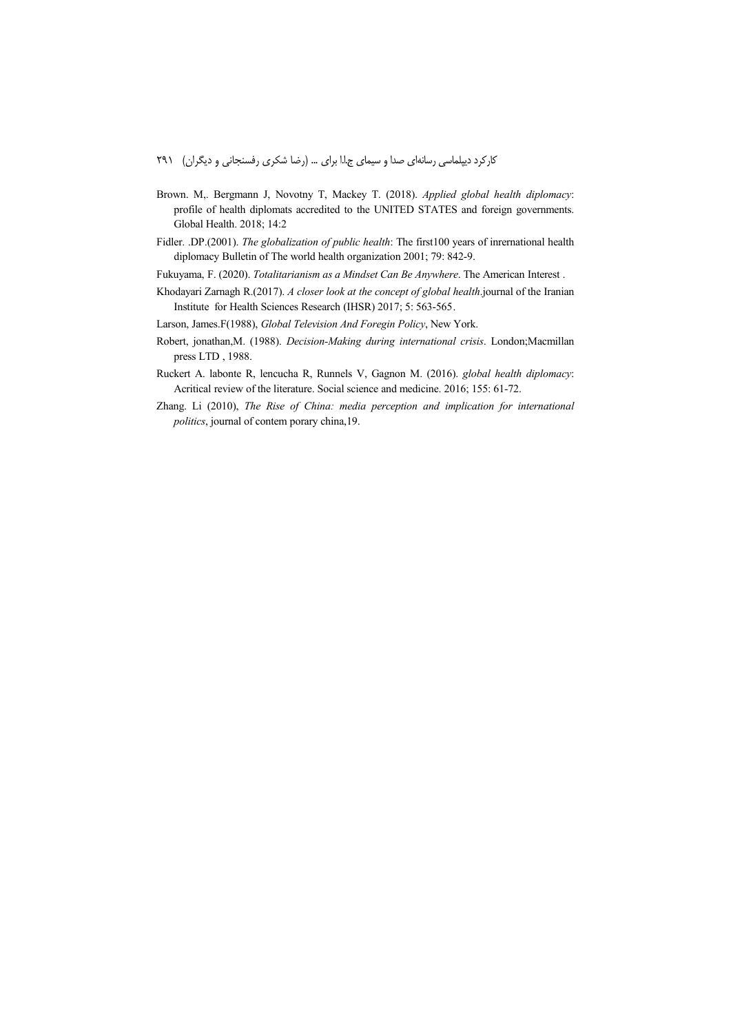Brown. M,. Bergmann J, Novotny T, Mackey T. (2018). *Applied global health diplomacy*: profile of health diplomats accredited to the UNITED STATES and foreign governments. Global Health. 2018; 14:2

Fidler. .DP.(2001). *The globalization of public health*: The first100 years of inrernational health diplomacy Bulletin of The world health organization 2001; 79: 842-9.

Fukuyama, F. (2020). *Totalitarianism as a Mindset Can Be Anywhere*. The American Interest .

Khodayari Zarnagh R.(2017). *A closer look at the concept of global health*.journal of the Iranian Institute for Health Sciences Research (IHSR) 2017; 5: 563-565.

Larson, James.F(1988), *Global Television And Foregin Policy*, New York.

Robert, jonathan,M. (1988). *Decision-Making during international crisis*. London;Macmillan press LTD , 1988.

Ruckert A. labonte R, lencucha R, Runnels V, Gagnon M. (2016). *global health diplomacy*: Acritical review of the literature. Social science and medicine. 2016; 155: 61-72.

Zhang. Li (2010), *The Rise of China: media perception and implication for international politics*, journal of contem porary china,19.